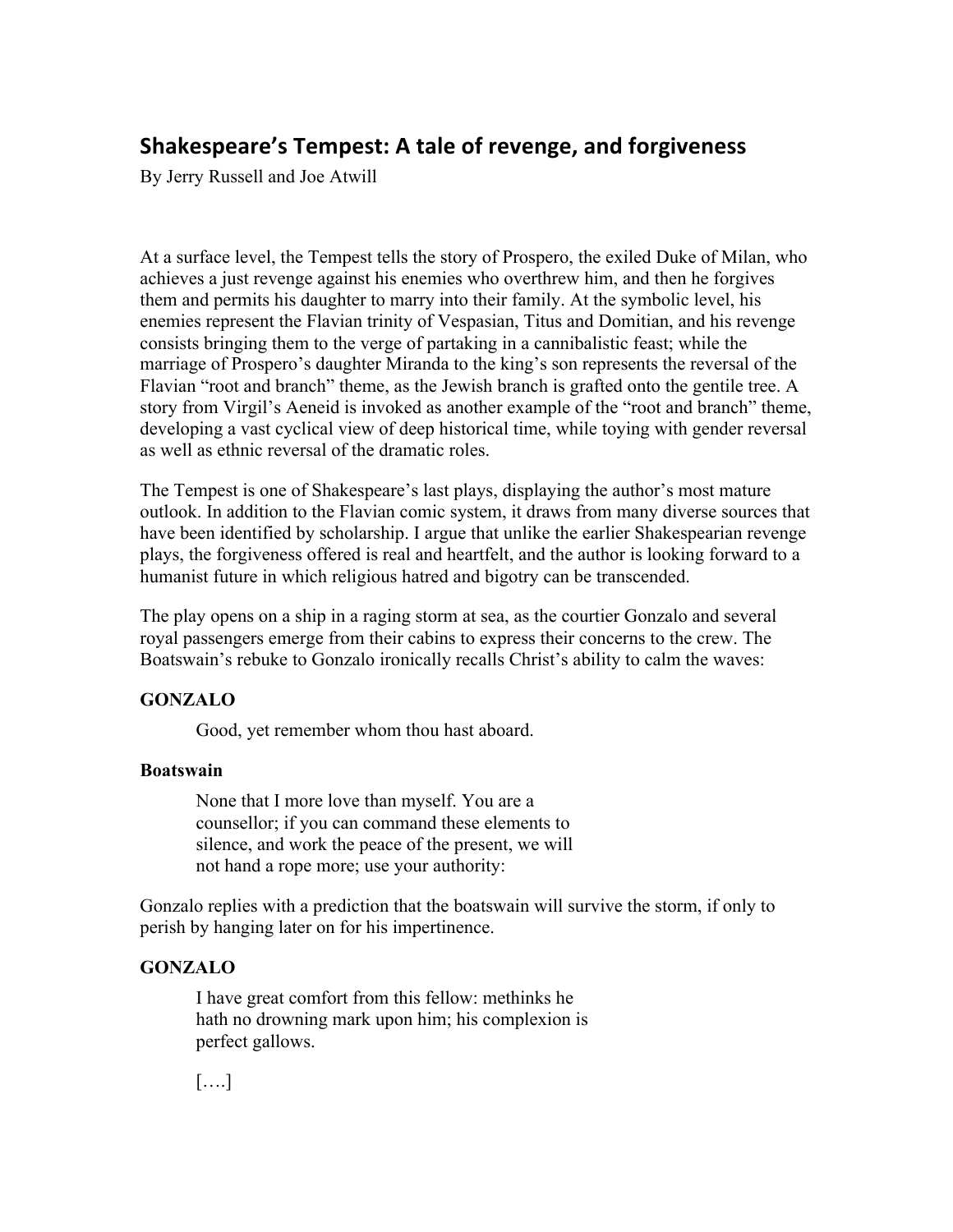# Shakespeare's Tempest: A tale of revenge, and forgiveness

By Jerry Russell and Joe Atwill

At a surface level, the Tempest tells the story of Prospero, the exiled Duke of Milan, who achieves a just revenge against his enemies who overthrew him, and then he forgives them and permits his daughter to marry into their family. At the symbolic level, his enemies represent the Flavian trinity of Vespasian, Titus and Domitian, and his revenge consists bringing them to the verge of partaking in a cannibalistic feast; while the marriage of Prospero's daughter Miranda to the king's son represents the reversal of the Flavian "root and branch" theme, as the Jewish branch is grafted onto the gentile tree. A story from Virgil's Aeneid is invoked as another example of the "root and branch" theme, developing a vast cyclical view of deep historical time, while toying with gender reversal as well as ethnic reversal of the dramatic roles.

The Tempest is one of Shakespeare's last plays, displaying the author's most mature outlook. In addition to the Flavian comic system, it draws from many diverse sources that have been identified by scholarship. I argue that unlike the earlier Shakespearian revenge plays, the forgiveness offered is real and heartfelt, and the author is looking forward to a humanist future in which religious hatred and bigotry can be transcended.

The play opens on a ship in a raging storm at sea, as the courtier Gonzalo and several royal passengers emerge from their cabins to express their concerns to the crew. The Boatswain's rebuke to Gonzalo ironically recalls Christ's ability to calm the waves:

**GONZALO**

> Good, yet remember whom thou hast aboard.

**Boatswain**

> None that I more love than myself. You are a
> counsellor; if you can command these elements to
> silence, and work the peace of the present, we will
> not hand a rope more; use your authority:

Gonzalo replies with a prediction that the boatswain will survive the storm, if only to perish by hanging later on for his impertinence.

**GONZALO**

> I have great comfort from this fellow: methinks he
> hath no drowning mark upon him; his complexion is
> perfect gallows.
>
> [….]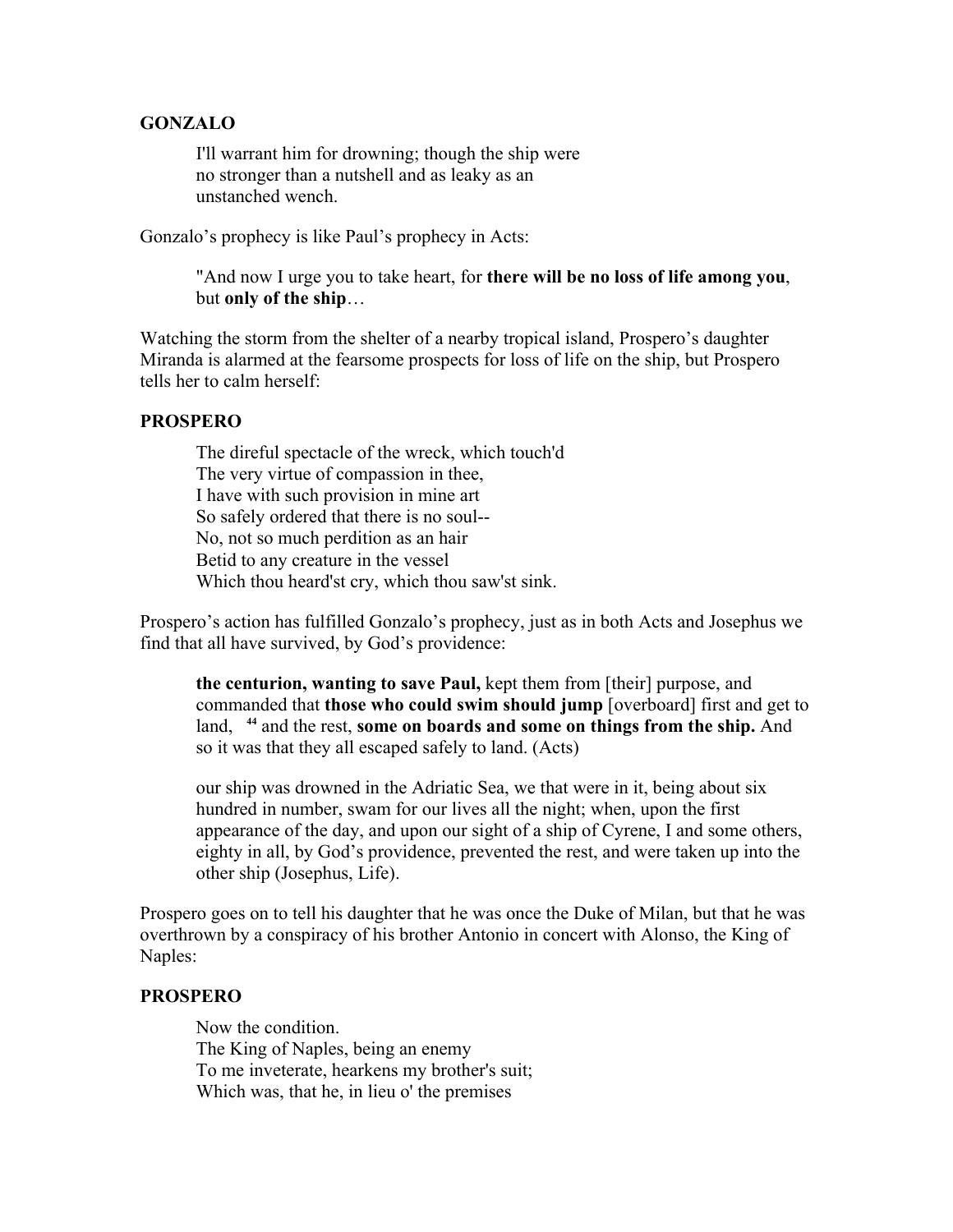**GONZALO**

> I'll warrant him for drowning; though the ship were
> no stronger than a nutshell and as leaky as an
> unstanched wench.

Gonzalo's prophecy is like Paul's prophecy in Acts:

> "And now I urge you to take heart, for **there will be no loss of life among you**, but **only of the ship**…

Watching the storm from the shelter of a nearby tropical island, Prospero's daughter Miranda is alarmed at the fearsome prospects for loss of life on the ship, but Prospero tells her to calm herself:

**PROSPERO**

> The direful spectacle of the wreck, which touch'd
> The very virtue of compassion in thee,
> I have with such provision in mine art
> So safely ordered that there is no soul--
> No, not so much perdition as an hair
> Betid to any creature in the vessel
> Which thou heard'st cry, which thou saw'st sink.

Prospero's action has fulfilled Gonzalo's prophecy, just as in both Acts and Josephus we find that all have survived, by God's providence:

> **the centurion, wanting to save Paul,** kept them from [their] purpose, and commanded that **those who could swim should jump** [overboard] first and get to land, [44] and the rest, **some on boards and some on things from the ship.** And so it was that they all escaped safely to land. (Acts)

> our ship was drowned in the Adriatic Sea, we that were in it, being about six hundred in number, swam for our lives all the night; when, upon the first appearance of the day, and upon our sight of a ship of Cyrene, I and some others, eighty in all, by God's providence, prevented the rest, and were taken up into the other ship (Josephus, Life).

Prospero goes on to tell his daughter that he was once the Duke of Milan, but that he was overthrown by a conspiracy of his brother Antonio in concert with Alonso, the King of Naples:

**PROSPERO**

> Now the condition.
> The King of Naples, being an enemy
> To me inveterate, hearkens my brother's suit;
> Which was, that he, in lieu o' the premises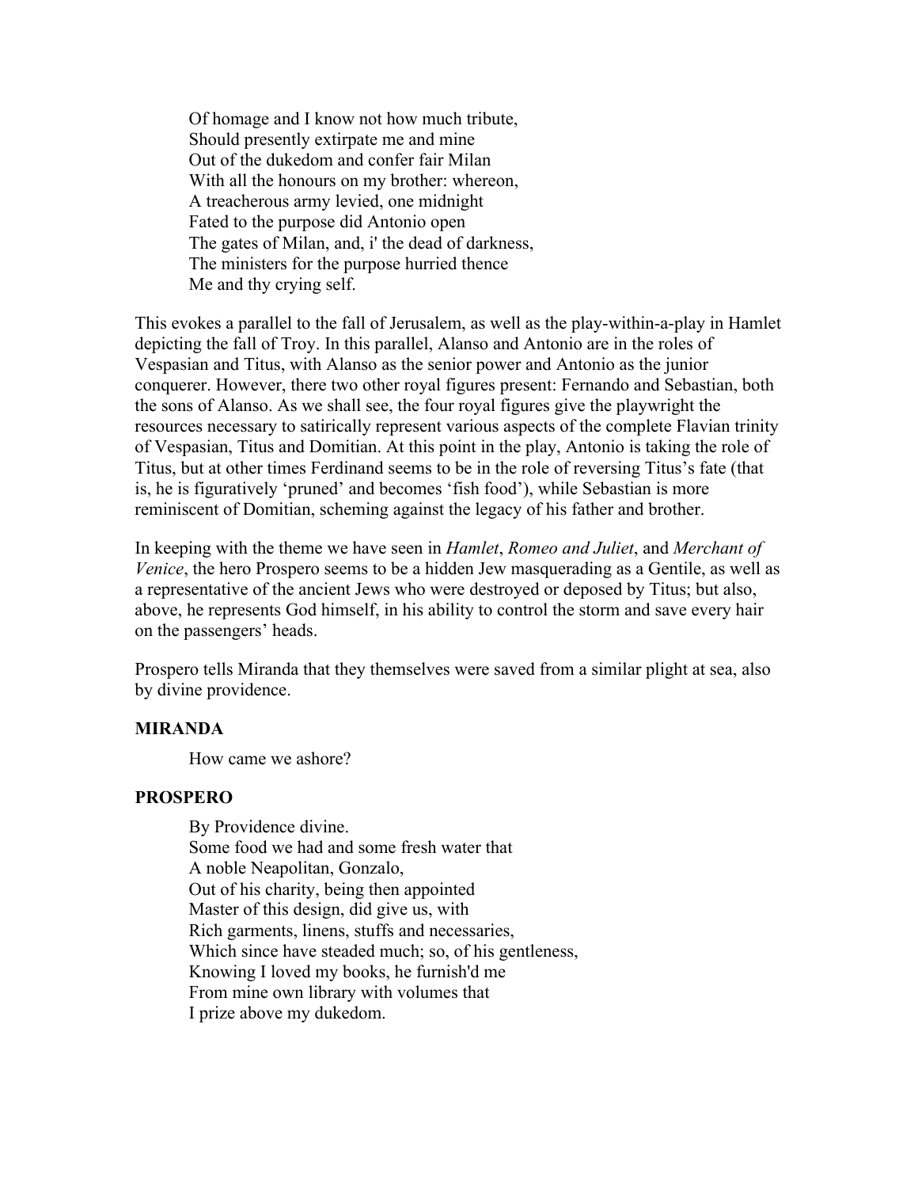Of homage and I know not how much tribute,
Should presently extirpate me and mine
Out of the dukedom and confer fair Milan
With all the honours on my brother: whereon,
A treacherous army levied, one midnight
Fated to the purpose did Antonio open
The gates of Milan, and, i' the dead of darkness,
The ministers for the purpose hurried thence
Me and thy crying self.

This evokes a parallel to the fall of Jerusalem, as well as the play-within-a-play in Hamlet depicting the fall of Troy. In this parallel, Alanso and Antonio are in the roles of Vespasian and Titus, with Alanso as the senior power and Antonio as the junior conquerer. However, there two other royal figures present: Fernando and Sebastian, both the sons of Alanso. As we shall see, the four royal figures give the playwright the resources necessary to satirically represent various aspects of the complete Flavian trinity of Vespasian, Titus and Domitian. At this point in the play, Antonio is taking the role of Titus, but at other times Ferdinand seems to be in the role of reversing Titus's fate (that is, he is figuratively 'pruned' and becomes 'fish food'), while Sebastian is more reminiscent of Domitian, scheming against the legacy of his father and brother.

In keeping with the theme we have seen in *Hamlet*, *Romeo and Juliet*, and *Merchant of Venice*, the hero Prospero seems to be a hidden Jew masquerading as a Gentile, as well as a representative of the ancient Jews who were destroyed or deposed by Titus; but also, above, he represents God himself, in his ability to control the storm and save every hair on the passengers' heads.

Prospero tells Miranda that they themselves were saved from a similar plight at sea, also by divine providence.

**MIRANDA**

How came we ashore?

**PROSPERO**

By Providence divine.
Some food we had and some fresh water that
A noble Neapolitan, Gonzalo,
Out of his charity, being then appointed
Master of this design, did give us, with
Rich garments, linens, stuffs and necessaries,
Which since have steaded much; so, of his gentleness,
Knowing I loved my books, he furnish'd me
From mine own library with volumes that
I prize above my dukedom.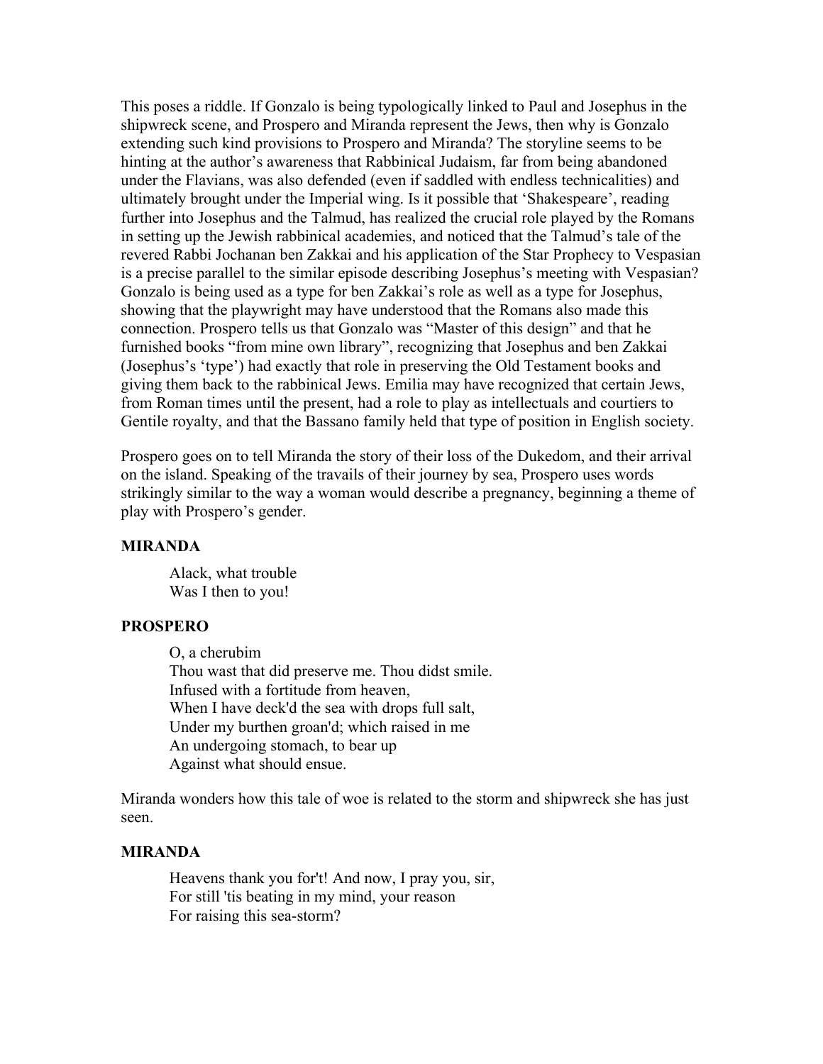This poses a riddle. If Gonzalo is being typologically linked to Paul and Josephus in the shipwreck scene, and Prospero and Miranda represent the Jews, then why is Gonzalo extending such kind provisions to Prospero and Miranda? The storyline seems to be hinting at the author's awareness that Rabbinical Judaism, far from being abandoned under the Flavians, was also defended (even if saddled with endless technicalities) and ultimately brought under the Imperial wing. Is it possible that 'Shakespeare', reading further into Josephus and the Talmud, has realized the crucial role played by the Romans in setting up the Jewish rabbinical academies, and noticed that the Talmud's tale of the revered Rabbi Jochanan ben Zakkai and his application of the Star Prophecy to Vespasian is a precise parallel to the similar episode describing Josephus's meeting with Vespasian? Gonzalo is being used as a type for ben Zakkai's role as well as a type for Josephus, showing that the playwright may have understood that the Romans also made this connection. Prospero tells us that Gonzalo was "Master of this design" and that he furnished books "from mine own library", recognizing that Josephus and ben Zakkai (Josephus's 'type') had exactly that role in preserving the Old Testament books and giving them back to the rabbinical Jews. Emilia may have recognized that certain Jews, from Roman times until the present, had a role to play as intellectuals and courtiers to Gentile royalty, and that the Bassano family held that type of position in English society.

Prospero goes on to tell Miranda the story of their loss of the Dukedom, and their arrival on the island. Speaking of the travails of their journey by sea, Prospero uses words strikingly similar to the way a woman would describe a pregnancy, beginning a theme of play with Prospero's gender.

**MIRANDA**

> Alack, what trouble
> Was I then to you!

**PROSPERO**

> O, a cherubim
> Thou wast that did preserve me. Thou didst smile.
> Infused with a fortitude from heaven,
> When I have deck'd the sea with drops full salt,
> Under my burthen groan'd; which raised in me
> An undergoing stomach, to bear up
> Against what should ensue.

Miranda wonders how this tale of woe is related to the storm and shipwreck she has just seen.

**MIRANDA**

> Heavens thank you for't! And now, I pray you, sir,
> For still 'tis beating in my mind, your reason
> For raising this sea-storm?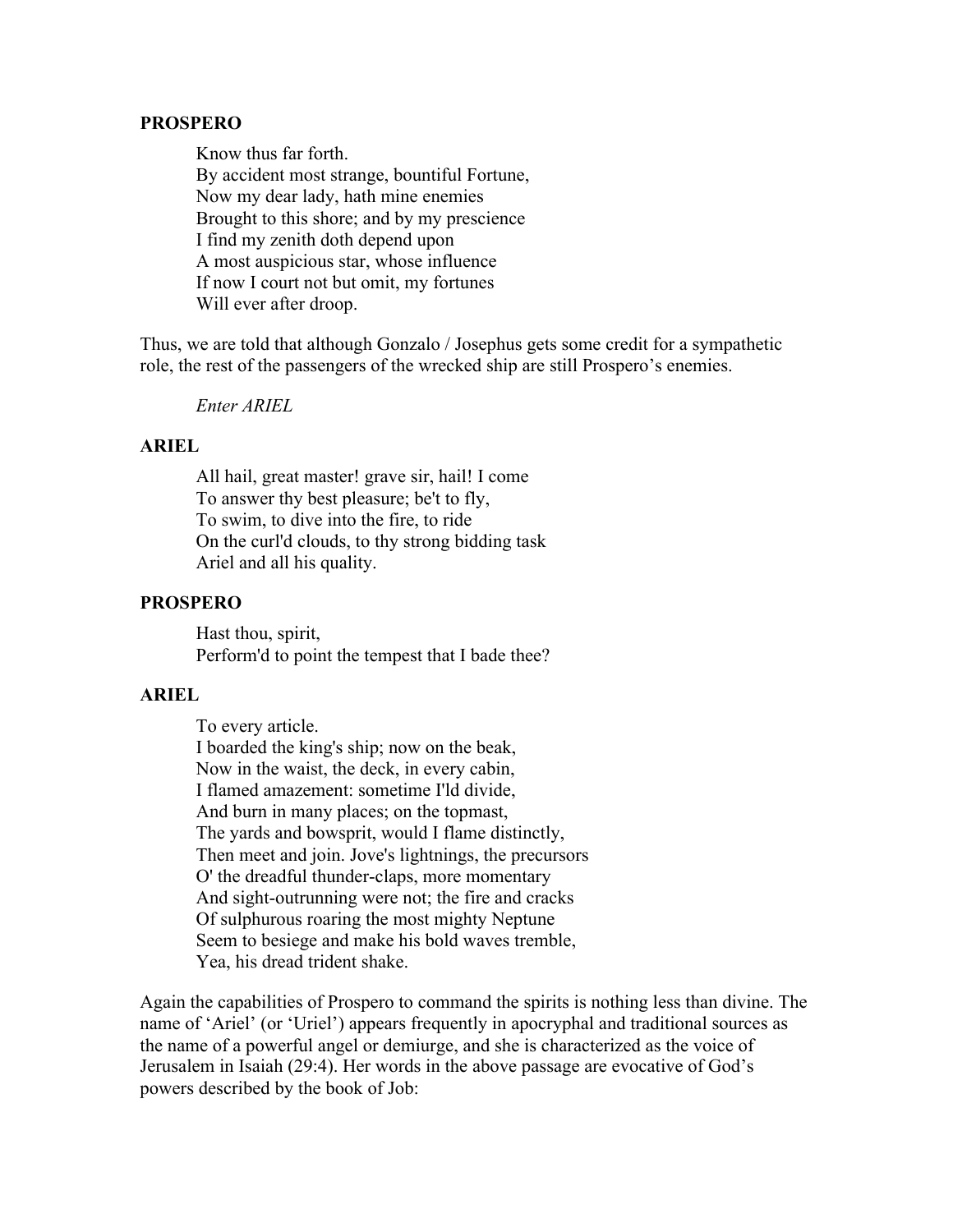**PROSPERO**

> Know thus far forth.
> By accident most strange, bountiful Fortune,
> Now my dear lady, hath mine enemies
> Brought to this shore; and by my prescience
> I find my zenith doth depend upon
> A most auspicious star, whose influence
> If now I court not but omit, my fortunes
> Will ever after droop.

Thus, we are told that although Gonzalo / Josephus gets some credit for a sympathetic role, the rest of the passengers of the wrecked ship are still Prospero's enemies.

> *Enter ARIEL*

**ARIEL**

> All hail, great master! grave sir, hail! I come
> To answer thy best pleasure; be't to fly,
> To swim, to dive into the fire, to ride
> On the curl'd clouds, to thy strong bidding task
> Ariel and all his quality.

**PROSPERO**

> Hast thou, spirit,
> Perform'd to point the tempest that I bade thee?

**ARIEL**

> To every article.
> I boarded the king's ship; now on the beak,
> Now in the waist, the deck, in every cabin,
> I flamed amazement: sometime I'ld divide,
> And burn in many places; on the topmast,
> The yards and bowsprit, would I flame distinctly,
> Then meet and join. Jove's lightnings, the precursors
> O' the dreadful thunder-claps, more momentary
> And sight-outrunning were not; the fire and cracks
> Of sulphurous roaring the most mighty Neptune
> Seem to besiege and make his bold waves tremble,
> Yea, his dread trident shake.

Again the capabilities of Prospero to command the spirits is nothing less than divine. The name of 'Ariel' (or 'Uriel') appears frequently in apocryphal and traditional sources as the name of a powerful angel or demiurge, and she is characterized as the voice of Jerusalem in Isaiah (29:4). Her words in the above passage are evocative of God's powers described by the book of Job: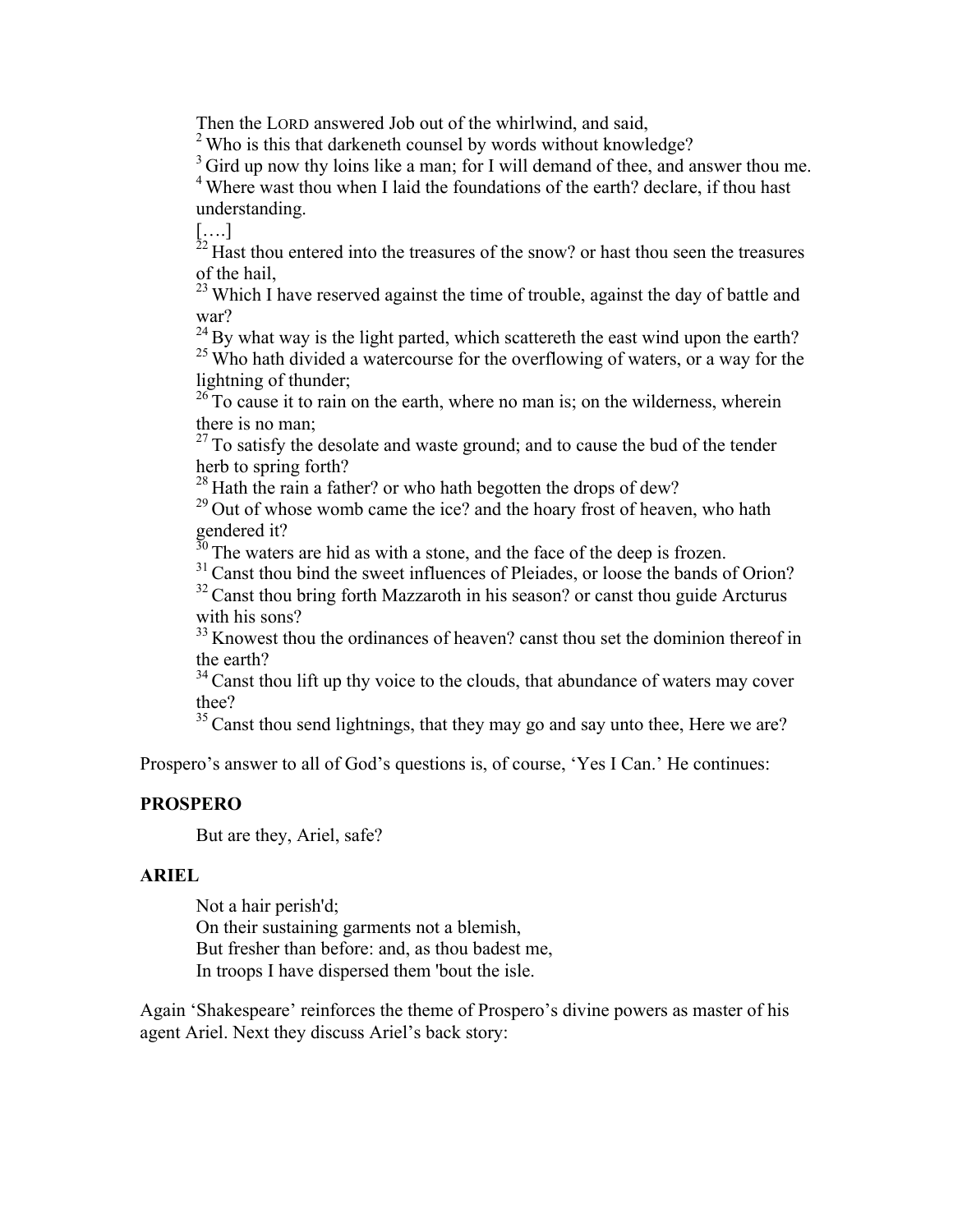Then the LORD answered Job out of the whirlwind, and said,
[2] Who is this that darkeneth counsel by words without knowledge?
[3] Gird up now thy loins like a man; for I will demand of thee, and answer thou me.
[4] Where wast thou when I laid the foundations of the earth? declare, if thou hast understanding.
[….]
[22] Hast thou entered into the treasures of the snow? or hast thou seen the treasures of the hail,
[23] Which I have reserved against the time of trouble, against the day of battle and war?
[24] By what way is the light parted, which scattereth the east wind upon the earth?
[25] Who hath divided a watercourse for the overflowing of waters, or a way for the lightning of thunder;
[26] To cause it to rain on the earth, where no man is; on the wilderness, wherein there is no man;
[27] To satisfy the desolate and waste ground; and to cause the bud of the tender herb to spring forth?
[28] Hath the rain a father? or who hath begotten the drops of dew?
[29] Out of whose womb came the ice? and the hoary frost of heaven, who hath gendered it?
[30] The waters are hid as with a stone, and the face of the deep is frozen.
[31] Canst thou bind the sweet influences of Pleiades, or loose the bands of Orion?
[32] Canst thou bring forth Mazzaroth in his season? or canst thou guide Arcturus with his sons?
[33] Knowest thou the ordinances of heaven? canst thou set the dominion thereof in the earth?
[34] Canst thou lift up thy voice to the clouds, that abundance of waters may cover thee?
[35] Canst thou send lightnings, that they may go and say unto thee, Here we are?

Prospero's answer to all of God's questions is, of course, 'Yes I Can.' He continues:

**PROSPERO**

But are they, Ariel, safe?

**ARIEL**

Not a hair perish'd;
On their sustaining garments not a blemish,
But fresher than before: and, as thou badest me,
In troops I have dispersed them 'bout the isle.

Again 'Shakespeare' reinforces the theme of Prospero's divine powers as master of his agent Ariel. Next they discuss Ariel's back story: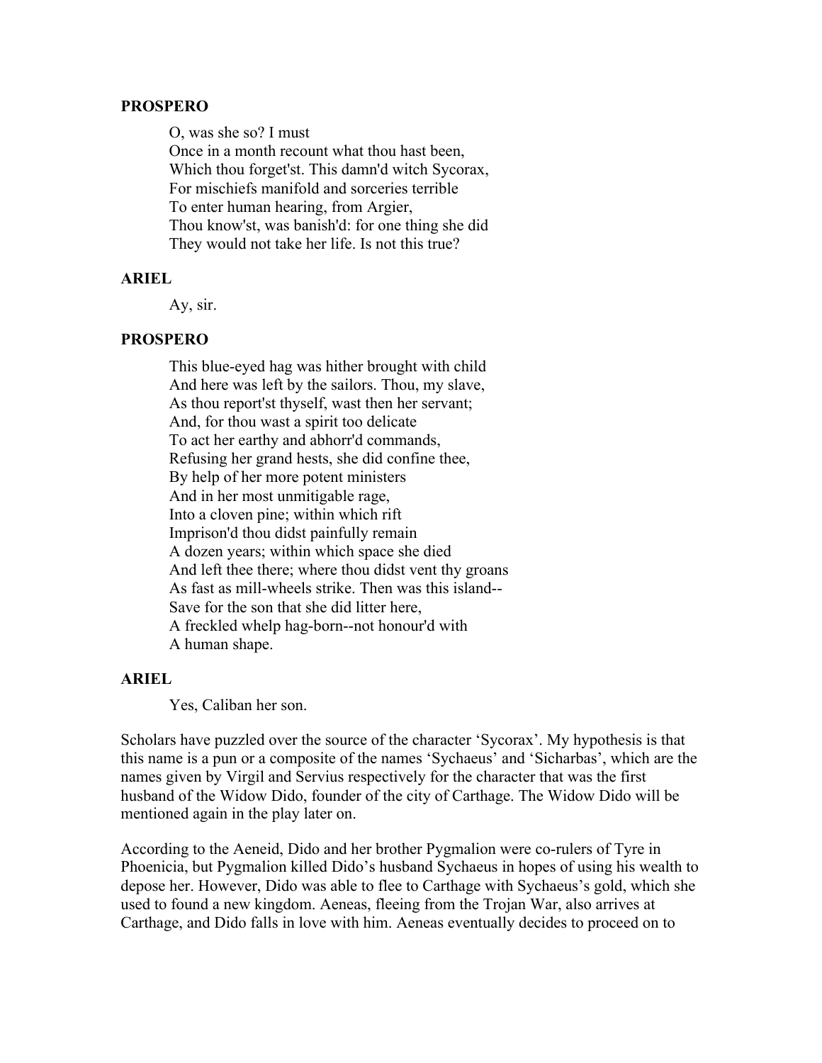**PROSPERO**

O, was she so? I must  
Once in a month recount what thou hast been,  
Which thou forget'st. This damn'd witch Sycorax,  
For mischiefs manifold and sorceries terrible  
To enter human hearing, from Argier,  
Thou know'st, was banish'd: for one thing she did  
They would not take her life. Is not this true?

**ARIEL**

Ay, sir.

**PROSPERO**

This blue-eyed hag was hither brought with child  
And here was left by the sailors. Thou, my slave,  
As thou report'st thyself, wast then her servant;  
And, for thou wast a spirit too delicate  
To act her earthy and abhorr'd commands,  
Refusing her grand hests, she did confine thee,  
By help of her more potent ministers  
And in her most unmitigable rage,  
Into a cloven pine; within which rift  
Imprison'd thou didst painfully remain  
A dozen years; within which space she died  
And left thee there; where thou didst vent thy groans  
As fast as mill-wheels strike. Then was this island--  
Save for the son that she did litter here,  
A freckled whelp hag-born--not honour'd with  
A human shape.

**ARIEL**

Yes, Caliban her son.

Scholars have puzzled over the source of the character 'Sycorax'. My hypothesis is that this name is a pun or a composite of the names 'Sychaeus' and 'Sicharbas', which are the names given by Virgil and Servius respectively for the character that was the first husband of the Widow Dido, founder of the city of Carthage. The Widow Dido will be mentioned again in the play later on.

According to the Aeneid, Dido and her brother Pygmalion were co-rulers of Tyre in Phoenicia, but Pygmalion killed Dido's husband Sychaeus in hopes of using his wealth to depose her. However, Dido was able to flee to Carthage with Sychaeus's gold, which she used to found a new kingdom. Aeneas, fleeing from the Trojan War, also arrives at Carthage, and Dido falls in love with him. Aeneas eventually decides to proceed on to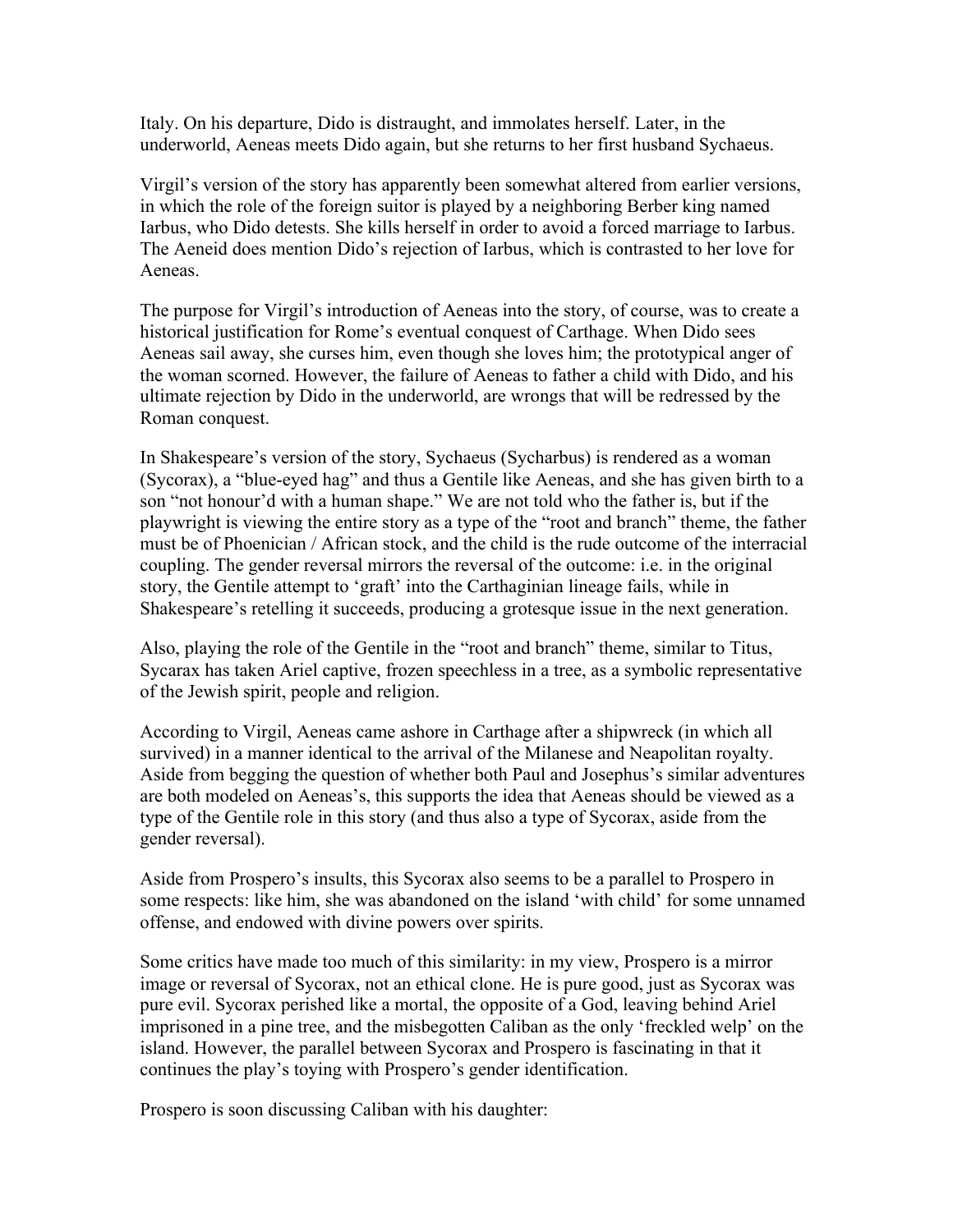Italy. On his departure, Dido is distraught, and immolates herself. Later, in the underworld, Aeneas meets Dido again, but she returns to her first husband Sychaeus.

Virgil's version of the story has apparently been somewhat altered from earlier versions, in which the role of the foreign suitor is played by a neighboring Berber king named Iarbus, who Dido detests. She kills herself in order to avoid a forced marriage to Iarbus. The Aeneid does mention Dido's rejection of Iarbus, which is contrasted to her love for Aeneas.

The purpose for Virgil's introduction of Aeneas into the story, of course, was to create a historical justification for Rome's eventual conquest of Carthage. When Dido sees Aeneas sail away, she curses him, even though she loves him; the prototypical anger of the woman scorned. However, the failure of Aeneas to father a child with Dido, and his ultimate rejection by Dido in the underworld, are wrongs that will be redressed by the Roman conquest.

In Shakespeare's version of the story, Sychaeus (Sycharbus) is rendered as a woman (Sycorax), a "blue-eyed hag" and thus a Gentile like Aeneas, and she has given birth to a son "not honour'd with a human shape." We are not told who the father is, but if the playwright is viewing the entire story as a type of the "root and branch" theme, the father must be of Phoenician / African stock, and the child is the rude outcome of the interracial coupling. The gender reversal mirrors the reversal of the outcome: i.e. in the original story, the Gentile attempt to 'graft' into the Carthaginian lineage fails, while in Shakespeare's retelling it succeeds, producing a grotesque issue in the next generation.

Also, playing the role of the Gentile in the "root and branch" theme, similar to Titus, Sycarax has taken Ariel captive, frozen speechless in a tree, as a symbolic representative of the Jewish spirit, people and religion.

According to Virgil, Aeneas came ashore in Carthage after a shipwreck (in which all survived) in a manner identical to the arrival of the Milanese and Neapolitan royalty. Aside from begging the question of whether both Paul and Josephus's similar adventures are both modeled on Aeneas's, this supports the idea that Aeneas should be viewed as a type of the Gentile role in this story (and thus also a type of Sycorax, aside from the gender reversal).

Aside from Prospero's insults, this Sycorax also seems to be a parallel to Prospero in some respects: like him, she was abandoned on the island 'with child' for some unnamed offense, and endowed with divine powers over spirits.

Some critics have made too much of this similarity: in my view, Prospero is a mirror image or reversal of Sycorax, not an ethical clone. He is pure good, just as Sycorax was pure evil. Sycorax perished like a mortal, the opposite of a God, leaving behind Ariel imprisoned in a pine tree, and the misbegotten Caliban as the only 'freckled welp' on the island. However, the parallel between Sycorax and Prospero is fascinating in that it continues the play's toying with Prospero's gender identification.

Prospero is soon discussing Caliban with his daughter: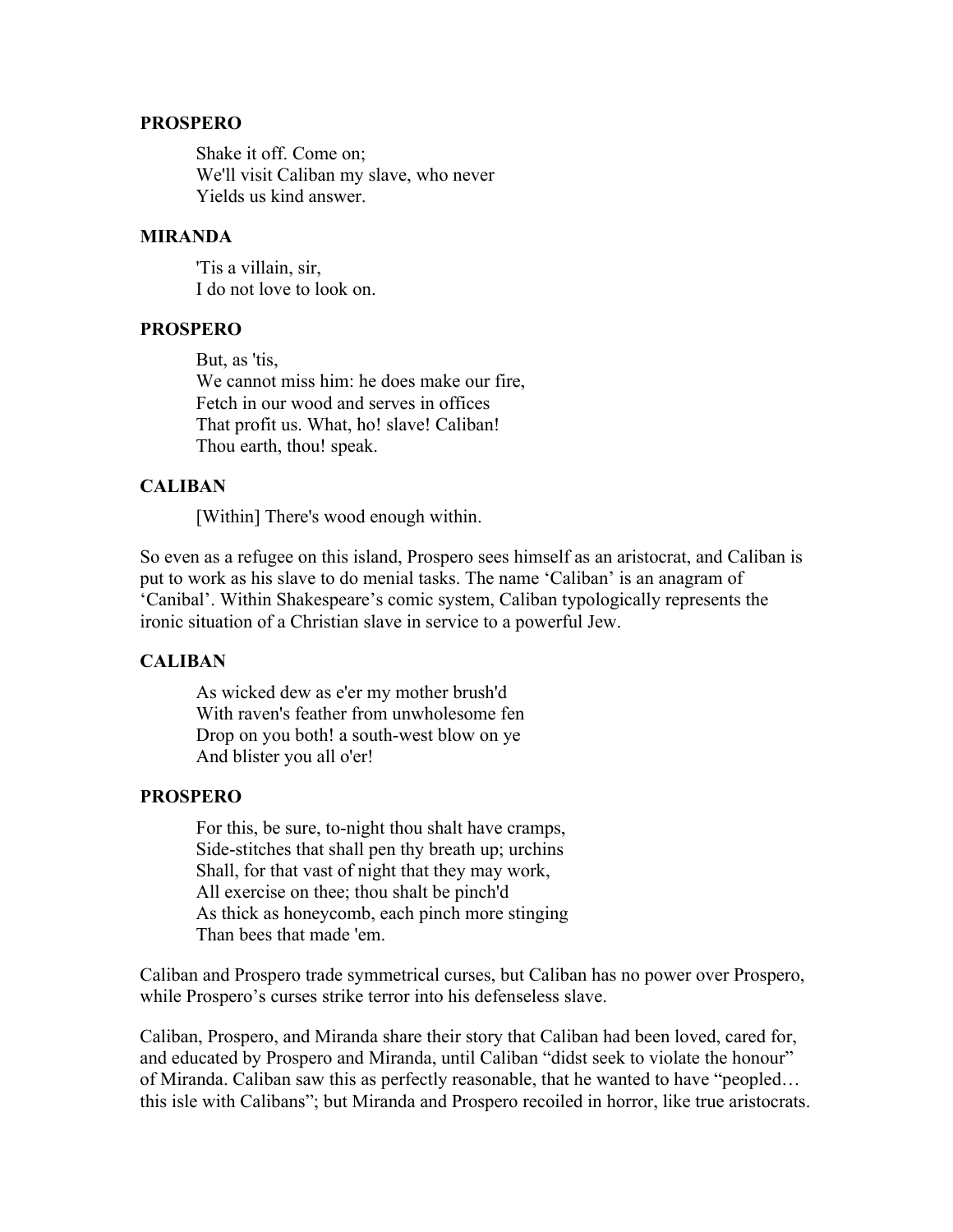**PROSPERO**

> Shake it off. Come on;
> We'll visit Caliban my slave, who never
> Yields us kind answer.

**MIRANDA**

> 'Tis a villain, sir,
> I do not love to look on.

**PROSPERO**

> But, as 'tis,
> We cannot miss him: he does make our fire,
> Fetch in our wood and serves in offices
> That profit us. What, ho! slave! Caliban!
> Thou earth, thou! speak.

**CALIBAN**

> [Within] There's wood enough within.

So even as a refugee on this island, Prospero sees himself as an aristocrat, and Caliban is put to work as his slave to do menial tasks. The name 'Caliban' is an anagram of 'Canibal'. Within Shakespeare's comic system, Caliban typologically represents the ironic situation of a Christian slave in service to a powerful Jew.

**CALIBAN**

> As wicked dew as e'er my mother brush'd
> With raven's feather from unwholesome fen
> Drop on you both! a south-west blow on ye
> And blister you all o'er!

**PROSPERO**

> For this, be sure, to-night thou shalt have cramps,
> Side-stitches that shall pen thy breath up; urchins
> Shall, for that vast of night that they may work,
> All exercise on thee; thou shalt be pinch'd
> As thick as honeycomb, each pinch more stinging
> Than bees that made 'em.

Caliban and Prospero trade symmetrical curses, but Caliban has no power over Prospero, while Prospero's curses strike terror into his defenseless slave.

Caliban, Prospero, and Miranda share their story that Caliban had been loved, cared for, and educated by Prospero and Miranda, until Caliban "didst seek to violate the honour" of Miranda. Caliban saw this as perfectly reasonable, that he wanted to have "peopled… this isle with Calibans"; but Miranda and Prospero recoiled in horror, like true aristocrats.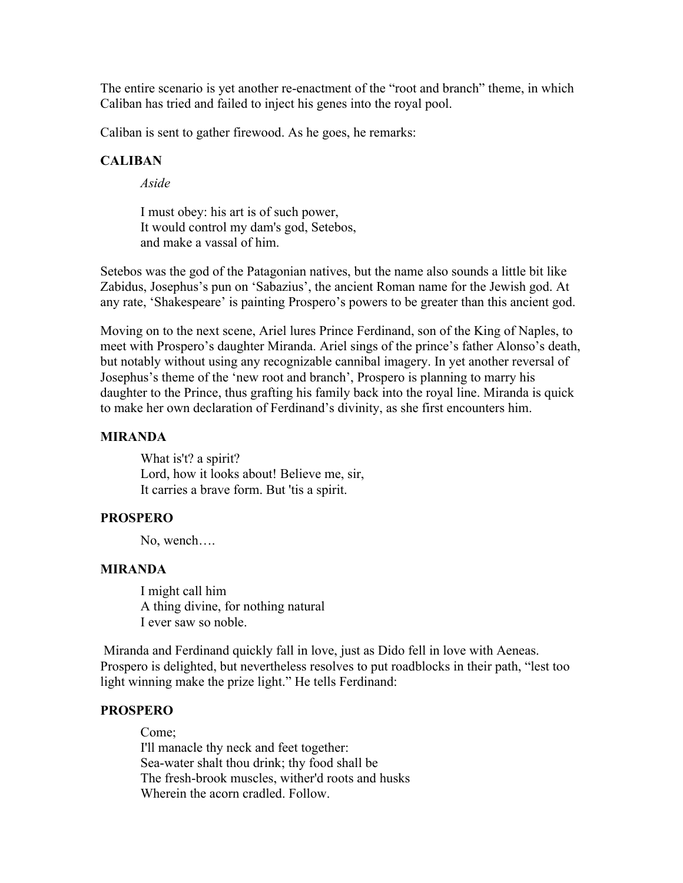The entire scenario is yet another re-enactment of the "root and branch" theme, in which Caliban has tried and failed to inject his genes into the royal pool.

Caliban is sent to gather firewood. As he goes, he remarks:

**CALIBAN**

*Aside*

I must obey: his art is of such power,
It would control my dam's god, Setebos,
and make a vassal of him.

Setebos was the god of the Patagonian natives, but the name also sounds a little bit like Zabidus, Josephus's pun on 'Sabazius', the ancient Roman name for the Jewish god. At any rate, 'Shakespeare' is painting Prospero's powers to be greater than this ancient god.

Moving on to the next scene, Ariel lures Prince Ferdinand, son of the King of Naples, to meet with Prospero's daughter Miranda. Ariel sings of the prince's father Alonso's death, but notably without using any recognizable cannibal imagery. In yet another reversal of Josephus's theme of the 'new root and branch', Prospero is planning to marry his daughter to the Prince, thus grafting his family back into the royal line. Miranda is quick to make her own declaration of Ferdinand's divinity, as she first encounters him.

**MIRANDA**

What is't? a spirit?
Lord, how it looks about! Believe me, sir,
It carries a brave form. But 'tis a spirit.

**PROSPERO**

No, wench….

**MIRANDA**

I might call him
A thing divine, for nothing natural
I ever saw so noble.

Miranda and Ferdinand quickly fall in love, just as Dido fell in love with Aeneas. Prospero is delighted, but nevertheless resolves to put roadblocks in their path, "lest too light winning make the prize light." He tells Ferdinand:

**PROSPERO**

Come;
I'll manacle thy neck and feet together:
Sea-water shalt thou drink; thy food shall be
The fresh-brook muscles, wither'd roots and husks
Wherein the acorn cradled. Follow.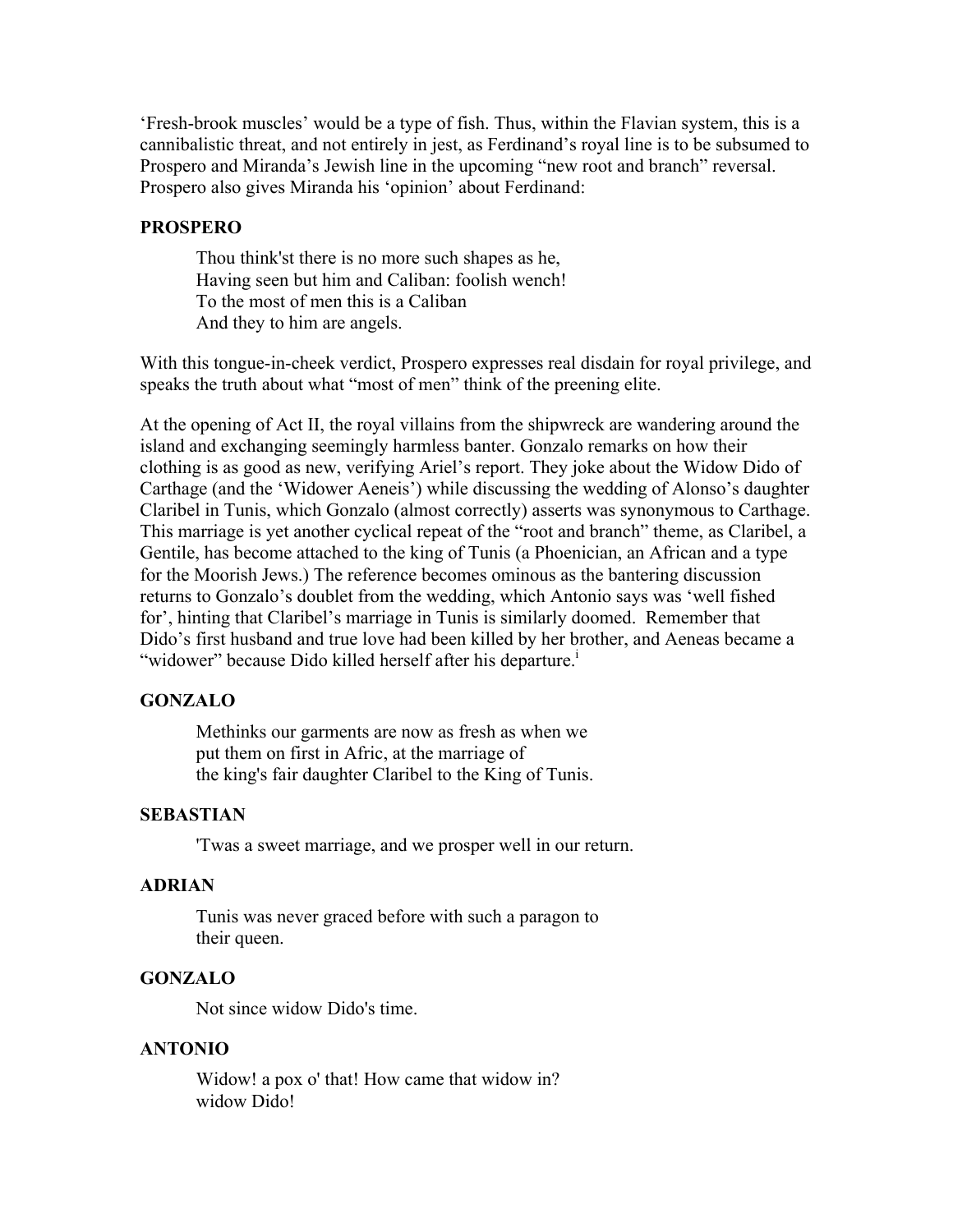'Fresh-brook muscles' would be a type of fish. Thus, within the Flavian system, this is a cannibalistic threat, and not entirely in jest, as Ferdinand's royal line is to be subsumed to Prospero and Miranda's Jewish line in the upcoming "new root and branch" reversal. Prospero also gives Miranda his 'opinion' about Ferdinand:

**PROSPERO**

> Thou think'st there is no more such shapes as he,
> Having seen but him and Caliban: foolish wench!
> To the most of men this is a Caliban
> And they to him are angels.

With this tongue-in-cheek verdict, Prospero expresses real disdain for royal privilege, and speaks the truth about what "most of men" think of the preening elite.

At the opening of Act II, the royal villains from the shipwreck are wandering around the island and exchanging seemingly harmless banter. Gonzalo remarks on how their clothing is as good as new, verifying Ariel's report. They joke about the Widow Dido of Carthage (and the 'Widower Aeneis') while discussing the wedding of Alonso's daughter Claribel in Tunis, which Gonzalo (almost correctly) asserts was synonymous to Carthage. This marriage is yet another cyclical repeat of the "root and branch" theme, as Claribel, a Gentile, has become attached to the king of Tunis (a Phoenician, an African and a type for the Moorish Jews.) The reference becomes ominous as the bantering discussion returns to Gonzalo's doublet from the wedding, which Antonio says was 'well fished for', hinting that Claribel's marriage in Tunis is similarly doomed. Remember that Dido's first husband and true love had been killed by her brother, and Aeneas became a "widower" because Dido killed herself after his departure.[i]

**GONZALO**

> Methinks our garments are now as fresh as when we
> put them on first in Afric, at the marriage of
> the king's fair daughter Claribel to the King of Tunis.

**SEBASTIAN**

> 'Twas a sweet marriage, and we prosper well in our return.

**ADRIAN**

> Tunis was never graced before with such a paragon to
> their queen.

**GONZALO**

> Not since widow Dido's time.

**ANTONIO**

> Widow! a pox o' that! How came that widow in?
> widow Dido!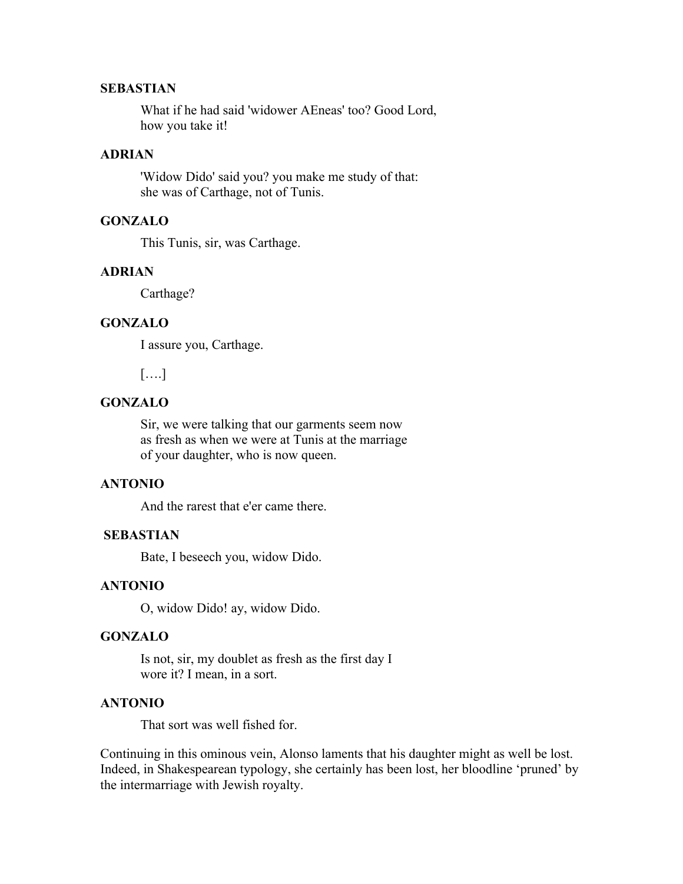**SEBASTIAN**

> What if he had said 'widower AEneas' too? Good Lord,
> how you take it!

**ADRIAN**

> 'Widow Dido' said you? you make me study of that:
> she was of Carthage, not of Tunis.

**GONZALO**

> This Tunis, sir, was Carthage.

**ADRIAN**

> Carthage?

**GONZALO**

> I assure you, Carthage.
>
> [….]

**GONZALO**

> Sir, we were talking that our garments seem now
> as fresh as when we were at Tunis at the marriage
> of your daughter, who is now queen.

**ANTONIO**

> And the rarest that e'er came there.

**SEBASTIAN**

> Bate, I beseech you, widow Dido.

**ANTONIO**

> O, widow Dido! ay, widow Dido.

**GONZALO**

> Is not, sir, my doublet as fresh as the first day I
> wore it? I mean, in a sort.

**ANTONIO**

> That sort was well fished for.

Continuing in this ominous vein, Alonso laments that his daughter might as well be lost. Indeed, in Shakespearean typology, she certainly has been lost, her bloodline 'pruned' by the intermarriage with Jewish royalty.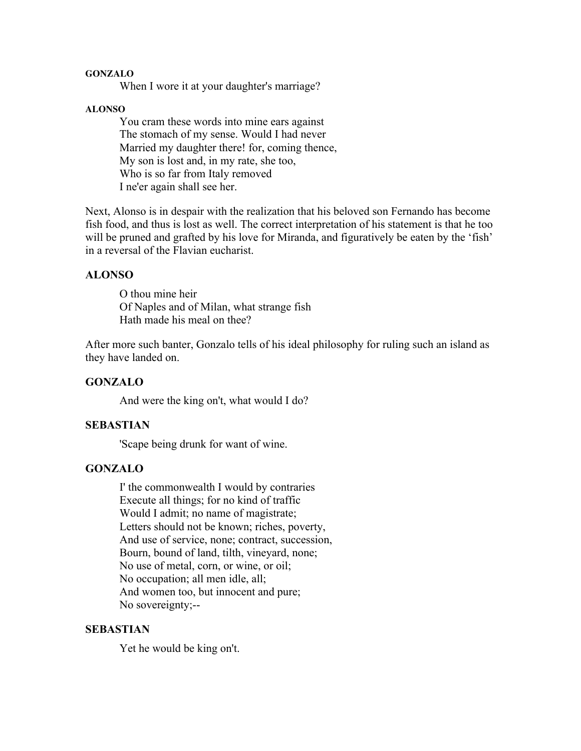**GONZALO**

When I wore it at your daughter's marriage?

**ALONSO**

You cram these words into mine ears against
The stomach of my sense. Would I had never
Married my daughter there! for, coming thence,
My son is lost and, in my rate, she too,
Who is so far from Italy removed
I ne'er again shall see her.

Next, Alonso is in despair with the realization that his beloved son Fernando has become fish food, and thus is lost as well. The correct interpretation of his statement is that he too will be pruned and grafted by his love for Miranda, and figuratively be eaten by the 'fish' in a reversal of the Flavian eucharist.

**ALONSO**

O thou mine heir
Of Naples and of Milan, what strange fish
Hath made his meal on thee?

After more such banter, Gonzalo tells of his ideal philosophy for ruling such an island as they have landed on.

**GONZALO**

And were the king on't, what would I do?

**SEBASTIAN**

'Scape being drunk for want of wine.

**GONZALO**

I' the commonwealth I would by contraries
Execute all things; for no kind of traffic
Would I admit; no name of magistrate;
Letters should not be known; riches, poverty,
And use of service, none; contract, succession,
Bourn, bound of land, tilth, vineyard, none;
No use of metal, corn, or wine, or oil;
No occupation; all men idle, all;
And women too, but innocent and pure;
No sovereignty;--

**SEBASTIAN**

Yet he would be king on't.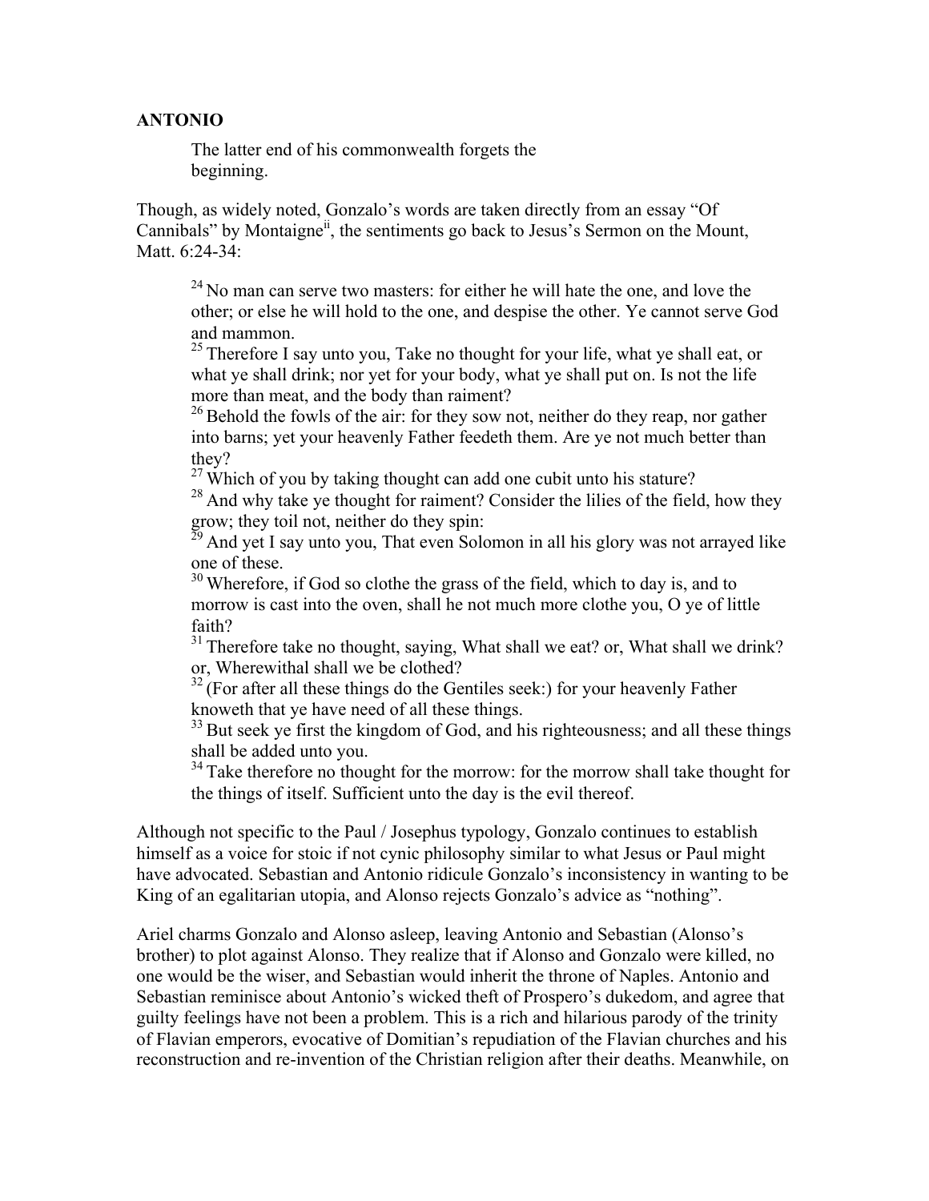**ANTONIO**

> The latter end of his commonwealth forgets the
> beginning.

Though, as widely noted, Gonzalo's words are taken directly from an essay "Of Cannibals" by Montaigne[ii], the sentiments go back to Jesus's Sermon on the Mount, Matt. 6:24-34:

> [24] No man can serve two masters: for either he will hate the one, and love the other; or else he will hold to the one, and despise the other. Ye cannot serve God and mammon.
> [25] Therefore I say unto you, Take no thought for your life, what ye shall eat, or what ye shall drink; nor yet for your body, what ye shall put on. Is not the life more than meat, and the body than raiment?
> [26] Behold the fowls of the air: for they sow not, neither do they reap, nor gather into barns; yet your heavenly Father feedeth them. Are ye not much better than they?
> [27] Which of you by taking thought can add one cubit unto his stature?
> [28] And why take ye thought for raiment? Consider the lilies of the field, how they grow; they toil not, neither do they spin:
> [29] And yet I say unto you, That even Solomon in all his glory was not arrayed like one of these.
> [30] Wherefore, if God so clothe the grass of the field, which to day is, and to morrow is cast into the oven, shall he not much more clothe you, O ye of little faith?
> [31] Therefore take no thought, saying, What shall we eat? or, What shall we drink? or, Wherewithal shall we be clothed?
> [32] (For after all these things do the Gentiles seek:) for your heavenly Father knoweth that ye have need of all these things.
> [33] But seek ye first the kingdom of God, and his righteousness; and all these things shall be added unto you.
> [34] Take therefore no thought for the morrow: for the morrow shall take thought for the things of itself. Sufficient unto the day is the evil thereof.

Although not specific to the Paul / Josephus typology, Gonzalo continues to establish himself as a voice for stoic if not cynic philosophy similar to what Jesus or Paul might have advocated. Sebastian and Antonio ridicule Gonzalo's inconsistency in wanting to be King of an egalitarian utopia, and Alonso rejects Gonzalo's advice as "nothing".

Ariel charms Gonzalo and Alonso asleep, leaving Antonio and Sebastian (Alonso's brother) to plot against Alonso. They realize that if Alonso and Gonzalo were killed, no one would be the wiser, and Sebastian would inherit the throne of Naples. Antonio and Sebastian reminisce about Antonio's wicked theft of Prospero's dukedom, and agree that guilty feelings have not been a problem. This is a rich and hilarious parody of the trinity of Flavian emperors, evocative of Domitian's repudiation of the Flavian churches and his reconstruction and re-invention of the Christian religion after their deaths. Meanwhile, on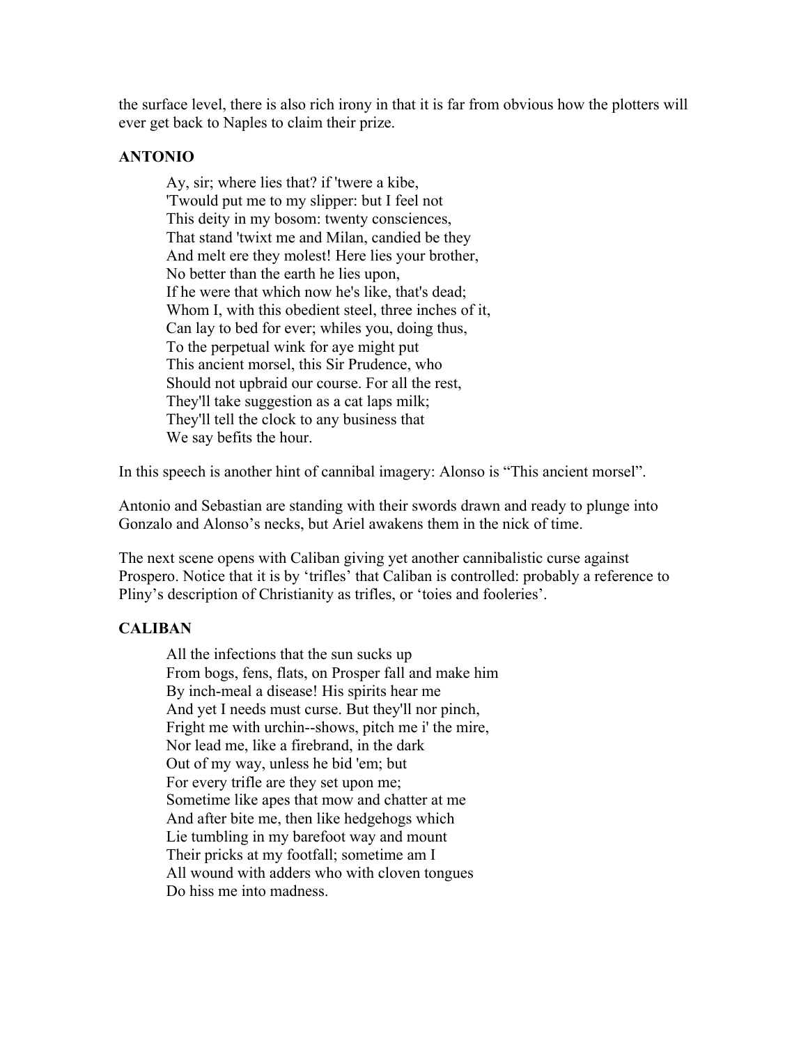the surface level, there is also rich irony in that it is far from obvious how the plotters will ever get back to Naples to claim their prize.

**ANTONIO**

> Ay, sir; where lies that? if 'twere a kibe,
> 'Twould put me to my slipper: but I feel not
> This deity in my bosom: twenty consciences,
> That stand 'twixt me and Milan, candied be they
> And melt ere they molest! Here lies your brother,
> No better than the earth he lies upon,
> If he were that which now he's like, that's dead;
> Whom I, with this obedient steel, three inches of it,
> Can lay to bed for ever; whiles you, doing thus,
> To the perpetual wink for aye might put
> This ancient morsel, this Sir Prudence, who
> Should not upbraid our course. For all the rest,
> They'll take suggestion as a cat laps milk;
> They'll tell the clock to any business that
> We say befits the hour.

In this speech is another hint of cannibal imagery: Alonso is "This ancient morsel".

Antonio and Sebastian are standing with their swords drawn and ready to plunge into Gonzalo and Alonso's necks, but Ariel awakens them in the nick of time.

The next scene opens with Caliban giving yet another cannibalistic curse against Prospero. Notice that it is by 'trifles' that Caliban is controlled: probably a reference to Pliny's description of Christianity as trifles, or 'toies and fooleries'.

**CALIBAN**

> All the infections that the sun sucks up
> From bogs, fens, flats, on Prosper fall and make him
> By inch-meal a disease! His spirits hear me
> And yet I needs must curse. But they'll nor pinch,
> Fright me with urchin--shows, pitch me i' the mire,
> Nor lead me, like a firebrand, in the dark
> Out of my way, unless he bid 'em; but
> For every trifle are they set upon me;
> Sometime like apes that mow and chatter at me
> And after bite me, then like hedgehogs which
> Lie tumbling in my barefoot way and mount
> Their pricks at my footfall; sometime am I
> All wound with adders who with cloven tongues
> Do hiss me into madness.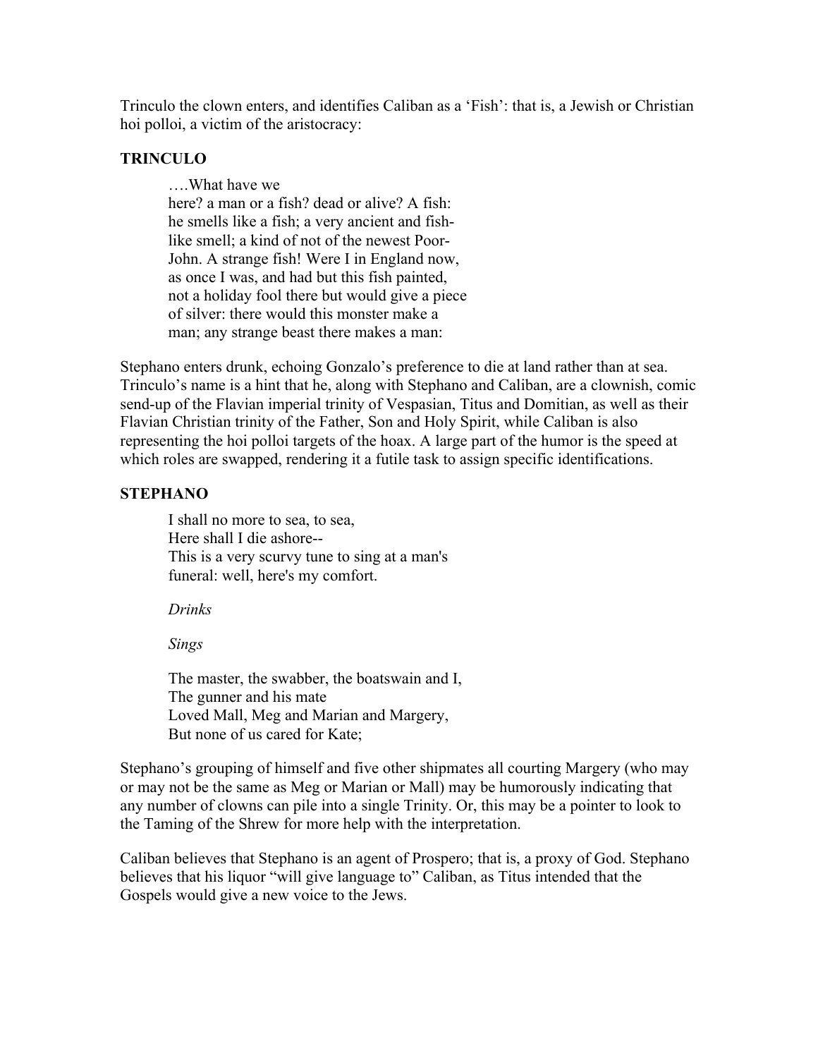Trinculo the clown enters, and identifies Caliban as a 'Fish': that is, a Jewish or Christian hoi polloi, a victim of the aristocracy:

**TRINCULO**

> ….What have we
> here? a man or a fish? dead or alive? A fish:
> he smells like a fish; a very ancient and fish-
> like smell; a kind of not of the newest Poor-
> John. A strange fish! Were I in England now,
> as once I was, and had but this fish painted,
> not a holiday fool there but would give a piece
> of silver: there would this monster make a
> man; any strange beast there makes a man:

Stephano enters drunk, echoing Gonzalo's preference to die at land rather than at sea. Trinculo's name is a hint that he, along with Stephano and Caliban, are a clownish, comic send-up of the Flavian imperial trinity of Vespasian, Titus and Domitian, as well as their Flavian Christian trinity of the Father, Son and Holy Spirit, while Caliban is also representing the hoi polloi targets of the hoax. A large part of the humor is the speed at which roles are swapped, rendering it a futile task to assign specific identifications.

**STEPHANO**

> I shall no more to sea, to sea,
> Here shall I die ashore--
> This is a very scurvy tune to sing at a man's
> funeral: well, here's my comfort.
>
> *Drinks*
>
> *Sings*
>
> The master, the swabber, the boatswain and I,
> The gunner and his mate
> Loved Mall, Meg and Marian and Margery,
> But none of us cared for Kate;

Stephano's grouping of himself and five other shipmates all courting Margery (who may or may not be the same as Meg or Marian or Mall) may be humorously indicating that any number of clowns can pile into a single Trinity. Or, this may be a pointer to look to the Taming of the Shrew for more help with the interpretation.

Caliban believes that Stephano is an agent of Prospero; that is, a proxy of God. Stephano believes that his liquor "will give language to" Caliban, as Titus intended that the Gospels would give a new voice to the Jews.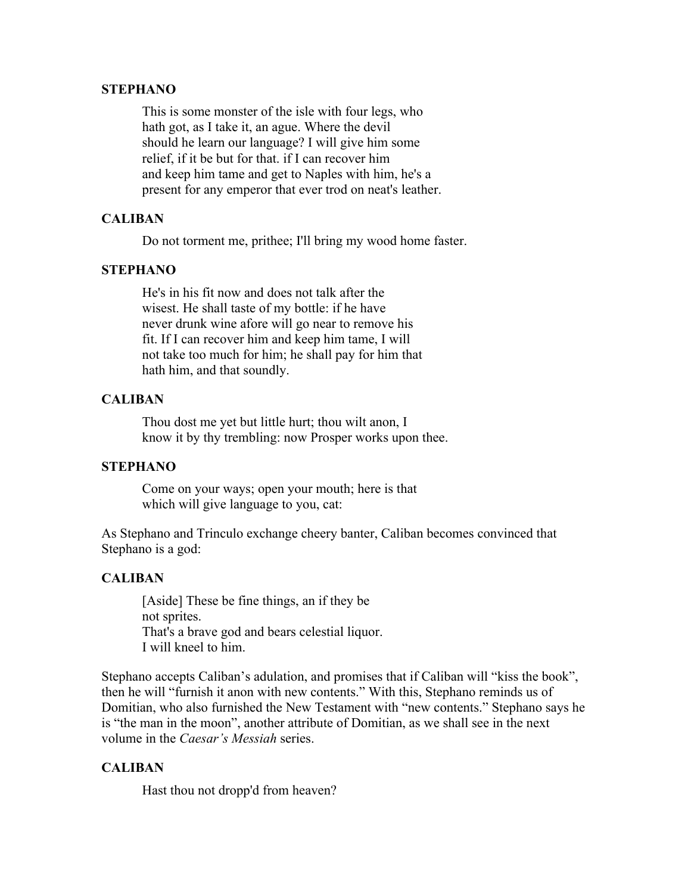**STEPHANO**

> This is some monster of the isle with four legs, who
> hath got, as I take it, an ague. Where the devil
> should he learn our language? I will give him some
> relief, if it be but for that. if I can recover him
> and keep him tame and get to Naples with him, he's a
> present for any emperor that ever trod on neat's leather.

**CALIBAN**

> Do not torment me, prithee; I'll bring my wood home faster.

**STEPHANO**

> He's in his fit now and does not talk after the
> wisest. He shall taste of my bottle: if he have
> never drunk wine afore will go near to remove his
> fit. If I can recover him and keep him tame, I will
> not take too much for him; he shall pay for him that
> hath him, and that soundly.

**CALIBAN**

> Thou dost me yet but little hurt; thou wilt anon, I
> know it by thy trembling: now Prosper works upon thee.

**STEPHANO**

> Come on your ways; open your mouth; here is that
> which will give language to you, cat:

As Stephano and Trinculo exchange cheery banter, Caliban becomes convinced that Stephano is a god:

**CALIBAN**

> [Aside] These be fine things, an if they be
> not sprites.
> That's a brave god and bears celestial liquor.
> I will kneel to him.

Stephano accepts Caliban's adulation, and promises that if Caliban will "kiss the book", then he will "furnish it anon with new contents." With this, Stephano reminds us of Domitian, who also furnished the New Testament with "new contents." Stephano says he is "the man in the moon", another attribute of Domitian, as we shall see in the next volume in the *Caesar's Messiah* series.

**CALIBAN**

> Hast thou not dropp'd from heaven?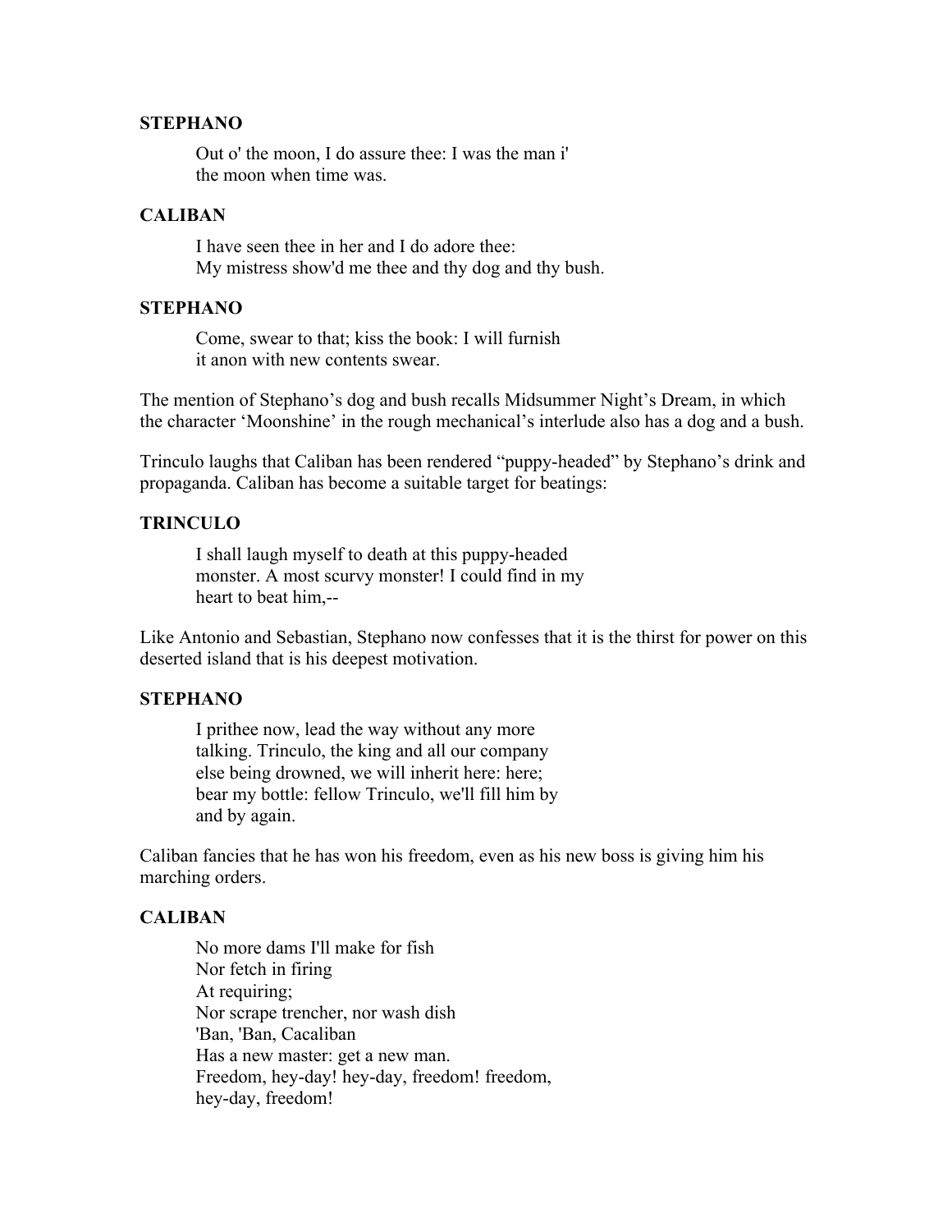**STEPHANO**

> Out o' the moon, I do assure thee: I was the man i'
> the moon when time was.

**CALIBAN**

> I have seen thee in her and I do adore thee:
> My mistress show'd me thee and thy dog and thy bush.

**STEPHANO**

> Come, swear to that; kiss the book: I will furnish
> it anon with new contents swear.

The mention of Stephano's dog and bush recalls Midsummer Night's Dream, in which the character 'Moonshine' in the rough mechanical's interlude also has a dog and a bush.

Trinculo laughs that Caliban has been rendered "puppy-headed" by Stephano's drink and propaganda. Caliban has become a suitable target for beatings:

**TRINCULO**

> I shall laugh myself to death at this puppy-headed
> monster. A most scurvy monster! I could find in my
> heart to beat him,--

Like Antonio and Sebastian, Stephano now confesses that it is the thirst for power on this deserted island that is his deepest motivation.

**STEPHANO**

> I prithee now, lead the way without any more
> talking. Trinculo, the king and all our company
> else being drowned, we will inherit here: here;
> bear my bottle: fellow Trinculo, we'll fill him by
> and by again.

Caliban fancies that he has won his freedom, even as his new boss is giving him his marching orders.

**CALIBAN**

> No more dams I'll make for fish
> Nor fetch in firing
> At requiring;
> Nor scrape trencher, nor wash dish
> 'Ban, 'Ban, Cacaliban
> Has a new master: get a new man.
> Freedom, hey-day! hey-day, freedom! freedom,
> hey-day, freedom!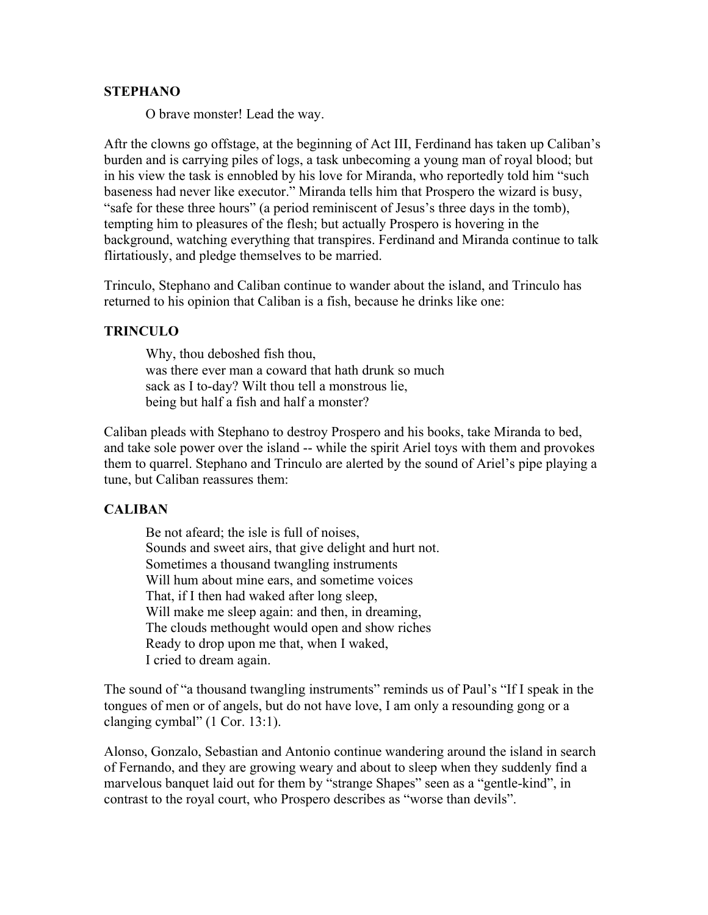**STEPHANO**

O brave monster! Lead the way.

Aftr the clowns go offstage, at the beginning of Act III, Ferdinand has taken up Caliban's burden and is carrying piles of logs, a task unbecoming a young man of royal blood; but in his view the task is ennobled by his love for Miranda, who reportedly told him "such baseness had never like executor." Miranda tells him that Prospero the wizard is busy, "safe for these three hours" (a period reminiscent of Jesus's three days in the tomb), tempting him to pleasures of the flesh; but actually Prospero is hovering in the background, watching everything that transpires. Ferdinand and Miranda continue to talk flirtatiously, and pledge themselves to be married.

Trinculo, Stephano and Caliban continue to wander about the island, and Trinculo has returned to his opinion that Caliban is a fish, because he drinks like one:

**TRINCULO**

Why, thou deboshed fish thou,  
was there ever man a coward that hath drunk so much  
sack as I to-day? Wilt thou tell a monstrous lie,  
being but half a fish and half a monster?

Caliban pleads with Stephano to destroy Prospero and his books, take Miranda to bed, and take sole power over the island -- while the spirit Ariel toys with them and provokes them to quarrel. Stephano and Trinculo are alerted by the sound of Ariel's pipe playing a tune, but Caliban reassures them:

**CALIBAN**

Be not afeard; the isle is full of noises,  
Sounds and sweet airs, that give delight and hurt not.  
Sometimes a thousand twangling instruments  
Will hum about mine ears, and sometime voices  
That, if I then had waked after long sleep,  
Will make me sleep again: and then, in dreaming,  
The clouds methought would open and show riches  
Ready to drop upon me that, when I waked,  
I cried to dream again.

The sound of "a thousand twangling instruments" reminds us of Paul's "If I speak in the tongues of men or of angels, but do not have love, I am only a resounding gong or a clanging cymbal" (1 Cor. 13:1).

Alonso, Gonzalo, Sebastian and Antonio continue wandering around the island in search of Fernando, and they are growing weary and about to sleep when they suddenly find a marvelous banquet laid out for them by "strange Shapes" seen as a "gentle-kind", in contrast to the royal court, who Prospero describes as "worse than devils".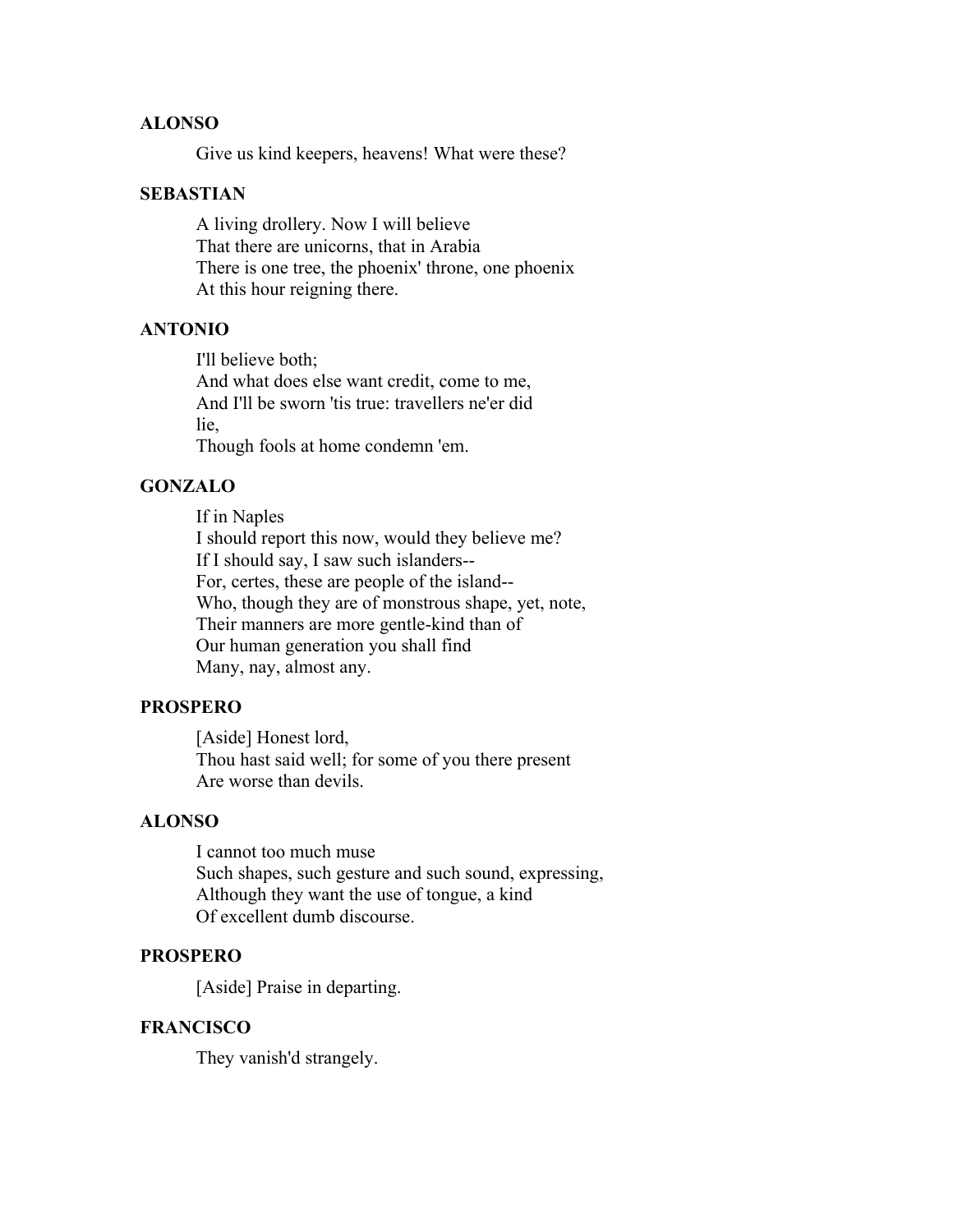**ALONSO**

Give us kind keepers, heavens! What were these?

**SEBASTIAN**

A living drollery. Now I will believe
That there are unicorns, that in Arabia
There is one tree, the phoenix' throne, one phoenix
At this hour reigning there.

**ANTONIO**

I'll believe both;
And what does else want credit, come to me,
And I'll be sworn 'tis true: travellers ne'er did
lie,
Though fools at home condemn 'em.

**GONZALO**

If in Naples
I should report this now, would they believe me?
If I should say, I saw such islanders--
For, certes, these are people of the island--
Who, though they are of monstrous shape, yet, note,
Their manners are more gentle-kind than of
Our human generation you shall find
Many, nay, almost any.

**PROSPERO**

[Aside] Honest lord,
Thou hast said well; for some of you there present
Are worse than devils.

**ALONSO**

I cannot too much muse
Such shapes, such gesture and such sound, expressing,
Although they want the use of tongue, a kind
Of excellent dumb discourse.

**PROSPERO**

[Aside] Praise in departing.

**FRANCISCO**

They vanish'd strangely.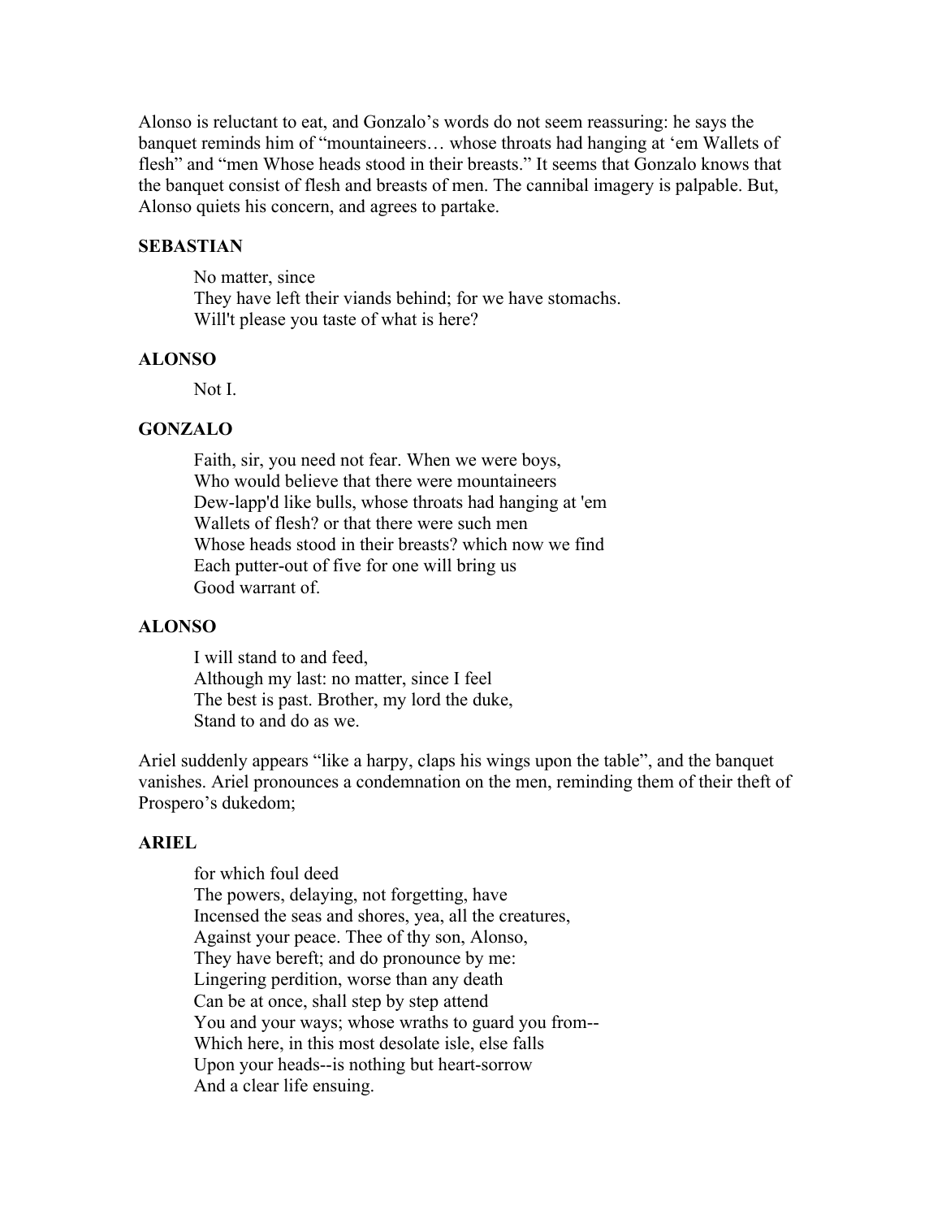Alonso is reluctant to eat, and Gonzalo's words do not seem reassuring: he says the banquet reminds him of "mountaineers… whose throats had hanging at 'em Wallets of flesh" and "men Whose heads stood in their breasts." It seems that Gonzalo knows that the banquet consist of flesh and breasts of men. The cannibal imagery is palpable. But, Alonso quiets his concern, and agrees to partake.

**SEBASTIAN**

> No matter, since
> They have left their viands behind; for we have stomachs.
> Will't please you taste of what is here?

**ALONSO**

> Not I.

**GONZALO**

> Faith, sir, you need not fear. When we were boys,
> Who would believe that there were mountaineers
> Dew-lapp'd like bulls, whose throats had hanging at 'em
> Wallets of flesh? or that there were such men
> Whose heads stood in their breasts? which now we find
> Each putter-out of five for one will bring us
> Good warrant of.

**ALONSO**

> I will stand to and feed,
> Although my last: no matter, since I feel
> The best is past. Brother, my lord the duke,
> Stand to and do as we.

Ariel suddenly appears "like a harpy, claps his wings upon the table", and the banquet vanishes. Ariel pronounces a condemnation on the men, reminding them of their theft of Prospero's dukedom;

**ARIEL**

> for which foul deed
> The powers, delaying, not forgetting, have
> Incensed the seas and shores, yea, all the creatures,
> Against your peace. Thee of thy son, Alonso,
> They have bereft; and do pronounce by me:
> Lingering perdition, worse than any death
> Can be at once, shall step by step attend
> You and your ways; whose wraths to guard you from--
> Which here, in this most desolate isle, else falls
> Upon your heads--is nothing but heart-sorrow
> And a clear life ensuing.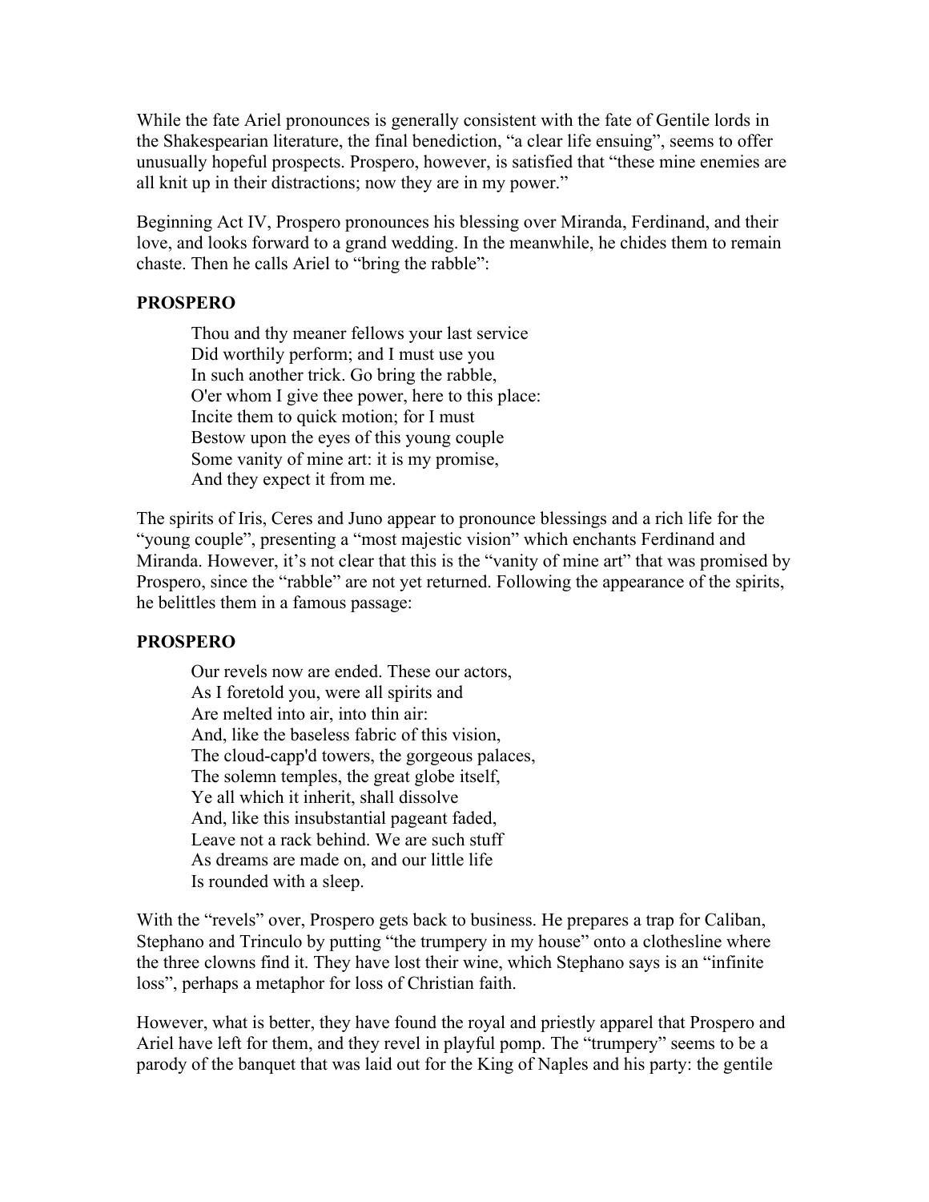While the fate Ariel pronounces is generally consistent with the fate of Gentile lords in the Shakespearian literature, the final benediction, "a clear life ensuing", seems to offer unusually hopeful prospects. Prospero, however, is satisfied that "these mine enemies are all knit up in their distractions; now they are in my power."

Beginning Act IV, Prospero pronounces his blessing over Miranda, Ferdinand, and their love, and looks forward to a grand wedding. In the meanwhile, he chides them to remain chaste. Then he calls Ariel to "bring the rabble":

**PROSPERO**

> Thou and thy meaner fellows your last service
> Did worthily perform; and I must use you
> In such another trick. Go bring the rabble,
> O'er whom I give thee power, here to this place:
> Incite them to quick motion; for I must
> Bestow upon the eyes of this young couple
> Some vanity of mine art: it is my promise,
> And they expect it from me.

The spirits of Iris, Ceres and Juno appear to pronounce blessings and a rich life for the "young couple", presenting a "most majestic vision" which enchants Ferdinand and Miranda. However, it's not clear that this is the "vanity of mine art" that was promised by Prospero, since the "rabble" are not yet returned. Following the appearance of the spirits, he belittles them in a famous passage:

**PROSPERO**

> Our revels now are ended. These our actors,
> As I foretold you, were all spirits and
> Are melted into air, into thin air:
> And, like the baseless fabric of this vision,
> The cloud-capp'd towers, the gorgeous palaces,
> The solemn temples, the great globe itself,
> Ye all which it inherit, shall dissolve
> And, like this insubstantial pageant faded,
> Leave not a rack behind. We are such stuff
> As dreams are made on, and our little life
> Is rounded with a sleep.

With the "revels" over, Prospero gets back to business. He prepares a trap for Caliban, Stephano and Trinculo by putting "the trumpery in my house" onto a clothesline where the three clowns find it. They have lost their wine, which Stephano says is an "infinite loss", perhaps a metaphor for loss of Christian faith.

However, what is better, they have found the royal and priestly apparel that Prospero and Ariel have left for them, and they revel in playful pomp. The "trumpery" seems to be a parody of the banquet that was laid out for the King of Naples and his party: the gentile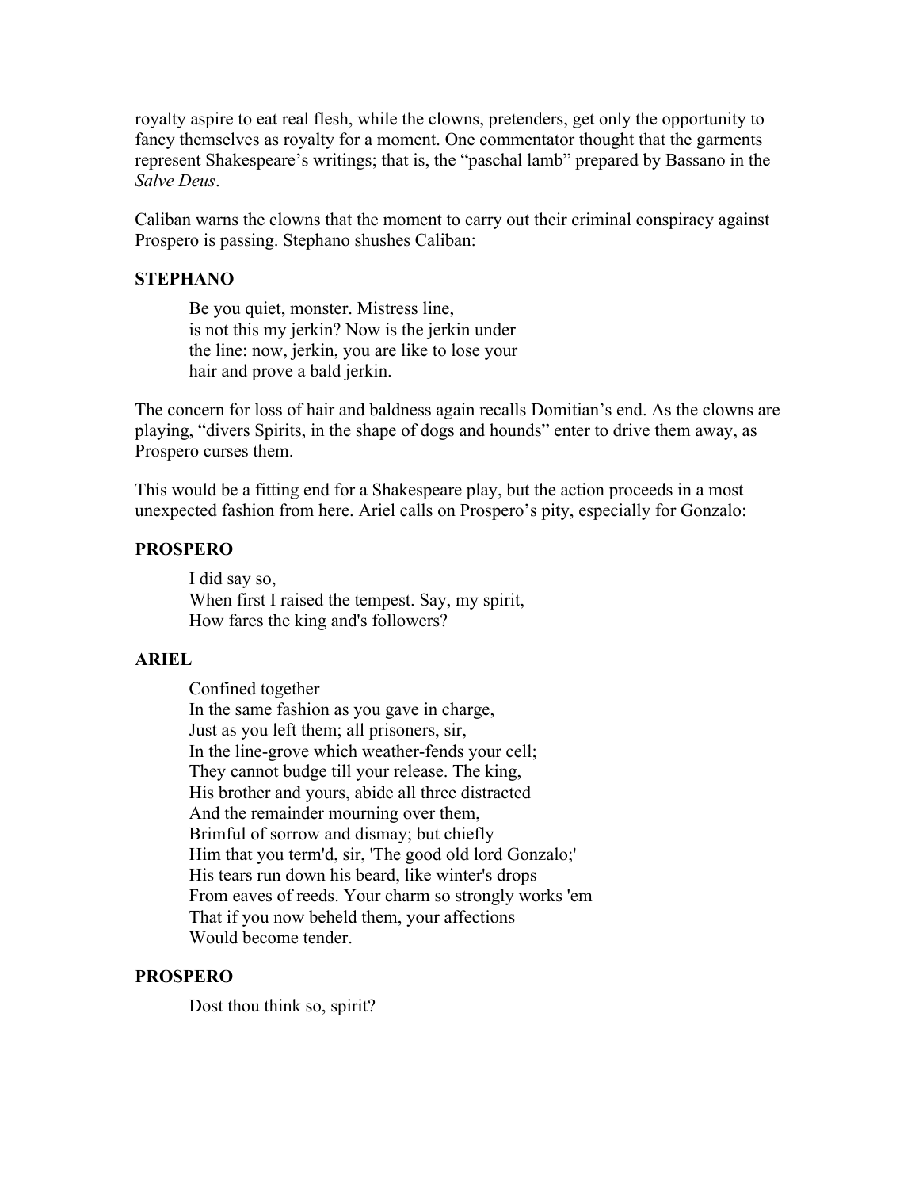royalty aspire to eat real flesh, while the clowns, pretenders, get only the opportunity to fancy themselves as royalty for a moment. One commentator thought that the garments represent Shakespeare's writings; that is, the "paschal lamb" prepared by Bassano in the *Salve Deus*.

Caliban warns the clowns that the moment to carry out their criminal conspiracy against Prospero is passing. Stephano shushes Caliban:

**STEPHANO**

> Be you quiet, monster. Mistress line,
> is not this my jerkin? Now is the jerkin under
> the line: now, jerkin, you are like to lose your
> hair and prove a bald jerkin.

The concern for loss of hair and baldness again recalls Domitian's end. As the clowns are playing, "divers Spirits, in the shape of dogs and hounds" enter to drive them away, as Prospero curses them.

This would be a fitting end for a Shakespeare play, but the action proceeds in a most unexpected fashion from here. Ariel calls on Prospero's pity, especially for Gonzalo:

**PROSPERO**

> I did say so,
> When first I raised the tempest. Say, my spirit,
> How fares the king and's followers?

**ARIEL**

> Confined together
> In the same fashion as you gave in charge,
> Just as you left them; all prisoners, sir,
> In the line-grove which weather-fends your cell;
> They cannot budge till your release. The king,
> His brother and yours, abide all three distracted
> And the remainder mourning over them,
> Brimful of sorrow and dismay; but chiefly
> Him that you term'd, sir, 'The good old lord Gonzalo;'
> His tears run down his beard, like winter's drops
> From eaves of reeds. Your charm so strongly works 'em
> That if you now beheld them, your affections
> Would become tender.

**PROSPERO**

> Dost thou think so, spirit?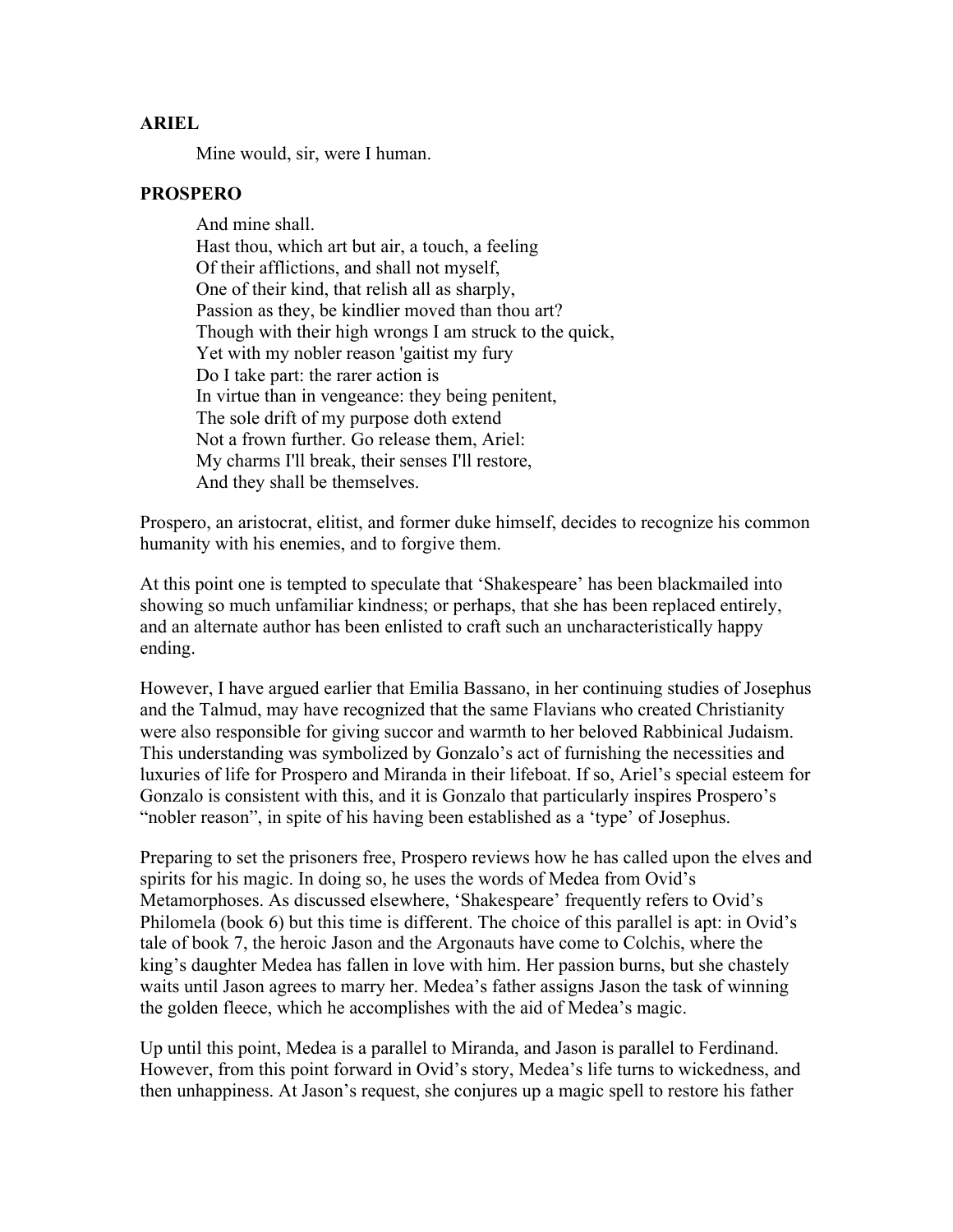**ARIEL**

Mine would, sir, were I human.

**PROSPERO**

And mine shall.
Hast thou, which art but air, a touch, a feeling
Of their afflictions, and shall not myself,
One of their kind, that relish all as sharply,
Passion as they, be kindlier moved than thou art?
Though with their high wrongs I am struck to the quick,
Yet with my nobler reason 'gaitist my fury
Do I take part: the rarer action is
In virtue than in vengeance: they being penitent,
The sole drift of my purpose doth extend
Not a frown further. Go release them, Ariel:
My charms I'll break, their senses I'll restore,
And they shall be themselves.

Prospero, an aristocrat, elitist, and former duke himself, decides to recognize his common humanity with his enemies, and to forgive them.

At this point one is tempted to speculate that 'Shakespeare' has been blackmailed into showing so much unfamiliar kindness; or perhaps, that she has been replaced entirely, and an alternate author has been enlisted to craft such an uncharacteristically happy ending.

However, I have argued earlier that Emilia Bassano, in her continuing studies of Josephus and the Talmud, may have recognized that the same Flavians who created Christianity were also responsible for giving succor and warmth to her beloved Rabbinical Judaism. This understanding was symbolized by Gonzalo's act of furnishing the necessities and luxuries of life for Prospero and Miranda in their lifeboat. If so, Ariel's special esteem for Gonzalo is consistent with this, and it is Gonzalo that particularly inspires Prospero's "nobler reason", in spite of his having been established as a 'type' of Josephus.

Preparing to set the prisoners free, Prospero reviews how he has called upon the elves and spirits for his magic. In doing so, he uses the words of Medea from Ovid's Metamorphoses. As discussed elsewhere, 'Shakespeare' frequently refers to Ovid's Philomela (book 6) but this time is different. The choice of this parallel is apt: in Ovid's tale of book 7, the heroic Jason and the Argonauts have come to Colchis, where the king's daughter Medea has fallen in love with him. Her passion burns, but she chastely waits until Jason agrees to marry her. Medea's father assigns Jason the task of winning the golden fleece, which he accomplishes with the aid of Medea's magic.

Up until this point, Medea is a parallel to Miranda, and Jason is parallel to Ferdinand. However, from this point forward in Ovid's story, Medea's life turns to wickedness, and then unhappiness. At Jason's request, she conjures up a magic spell to restore his father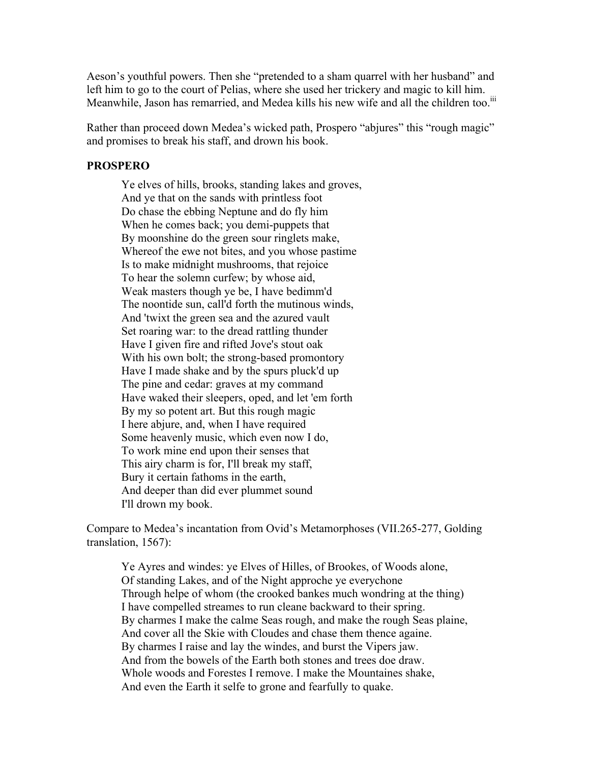Aeson's youthful powers. Then she "pretended to a sham quarrel with her husband" and left him to go to the court of Pelias, where she used her trickery and magic to kill him. Meanwhile, Jason has remarried, and Medea kills his new wife and all the children too.[iii]

Rather than proceed down Medea's wicked path, Prospero "abjures" this "rough magic" and promises to break his staff, and drown his book.

**PROSPERO**

> Ye elves of hills, brooks, standing lakes and groves,  
> And ye that on the sands with printless foot  
> Do chase the ebbing Neptune and do fly him  
> When he comes back; you demi-puppets that  
> By moonshine do the green sour ringlets make,  
> Whereof the ewe not bites, and you whose pastime  
> Is to make midnight mushrooms, that rejoice  
> To hear the solemn curfew; by whose aid,  
> Weak masters though ye be, I have bedimm'd  
> The noontide sun, call'd forth the mutinous winds,  
> And 'twixt the green sea and the azured vault  
> Set roaring war: to the dread rattling thunder  
> Have I given fire and rifted Jove's stout oak  
> With his own bolt; the strong-based promontory  
> Have I made shake and by the spurs pluck'd up  
> The pine and cedar: graves at my command  
> Have waked their sleepers, oped, and let 'em forth  
> By my so potent art. But this rough magic  
> I here abjure, and, when I have required  
> Some heavenly music, which even now I do,  
> To work mine end upon their senses that  
> This airy charm is for, I'll break my staff,  
> Bury it certain fathoms in the earth,  
> And deeper than did ever plummet sound  
> I'll drown my book.

Compare to Medea's incantation from Ovid's Metamorphoses (VII.265-277, Golding translation, 1567):

> Ye Ayres and windes: ye Elves of Hilles, of Brookes, of Woods alone,  
> Of standing Lakes, and of the Night approche ye everychone  
> Through helpe of whom (the crooked bankes much wondring at the thing)  
> I have compelled streames to run cleane backward to their spring.  
> By charmes I make the calme Seas rough, and make the rough Seas plaine,  
> And cover all the Skie with Cloudes and chase them thence againe.  
> By charmes I raise and lay the windes, and burst the Vipers jaw.  
> And from the bowels of the Earth both stones and trees doe draw.  
> Whole woods and Forestes I remove. I make the Mountaines shake,  
> And even the Earth it selfe to grone and fearfully to quake.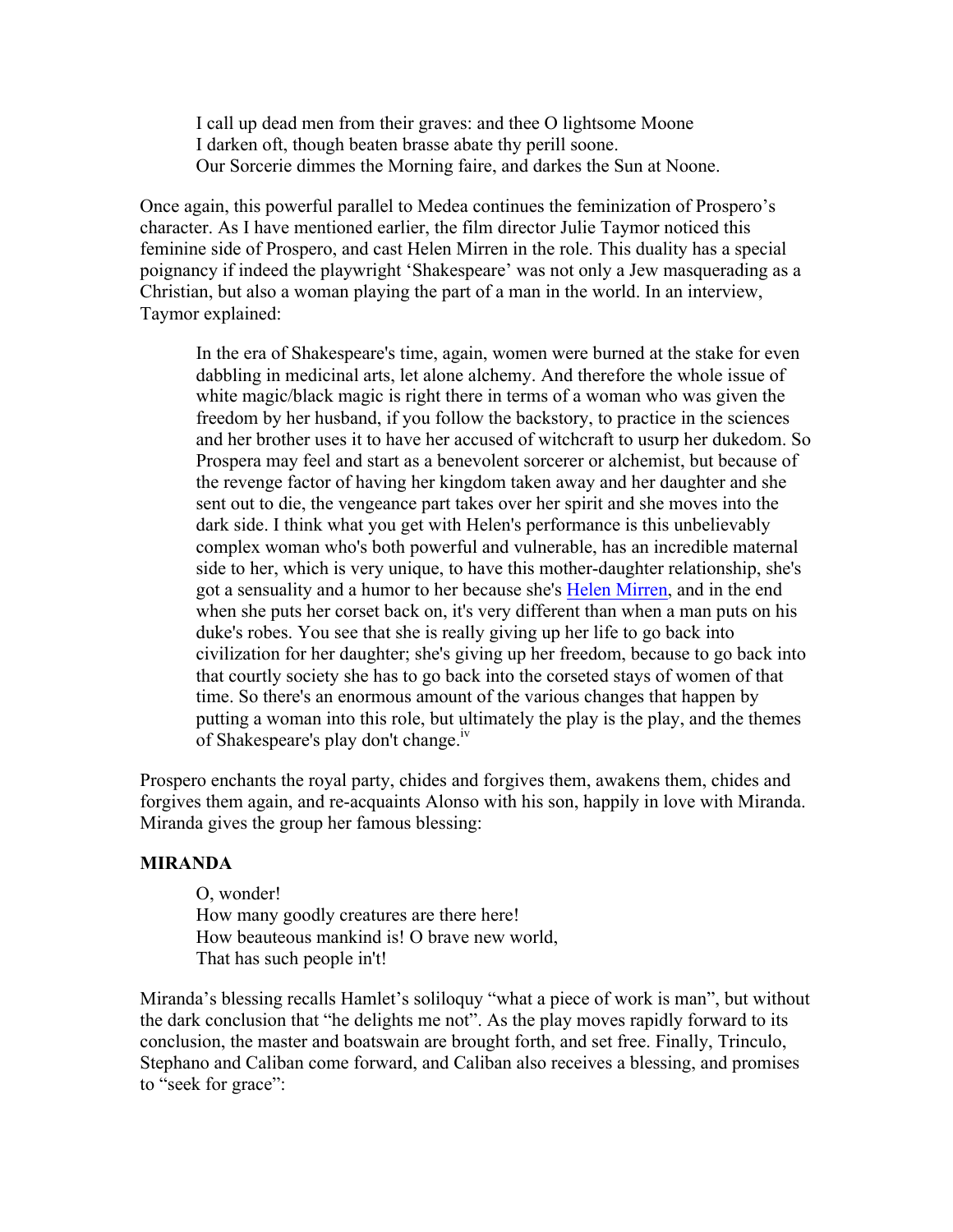> I call up dead men from their graves: and thee O lightsome Moone
> I darken oft, though beaten brasse abate thy perill soone.
> Our Sorcerie dimmes the Morning faire, and darkes the Sun at Noone.

Once again, this powerful parallel to Medea continues the feminization of Prospero's character. As I have mentioned earlier, the film director Julie Taymor noticed this feminine side of Prospero, and cast Helen Mirren in the role. This duality has a special poignancy if indeed the playwright 'Shakespeare' was not only a Jew masquerading as a Christian, but also a woman playing the part of a man in the world. In an interview, Taymor explained:

> In the era of Shakespeare's time, again, women were burned at the stake for even dabbling in medicinal arts, let alone alchemy. And therefore the whole issue of white magic/black magic is right there in terms of a woman who was given the freedom by her husband, if you follow the backstory, to practice in the sciences and her brother uses it to have her accused of witchcraft to usurp her dukedom. So Prospera may feel and start as a benevolent sorcerer or alchemist, but because of the revenge factor of having her kingdom taken away and her daughter and she sent out to die, the vengeance part takes over her spirit and she moves into the dark side. I think what you get with Helen's performance is this unbelievably complex woman who's both powerful and vulnerable, has an incredible maternal side to her, which is very unique, to have this mother-daughter relationship, she's got a sensuality and a humor to her because she's Helen Mirren, and in the end when she puts her corset back on, it's very different than when a man puts on his duke's robes. You see that she is really giving up her life to go back into civilization for her daughter; she's giving up her freedom, because to go back into that courtly society she has to go back into the corseted stays of women of that time. So there's an enormous amount of the various changes that happen by putting a woman into this role, but ultimately the play is the play, and the themes of Shakespeare's play don't change.[iv]

Prospero enchants the royal party, chides and forgives them, awakens them, chides and forgives them again, and re-acquaints Alonso with his son, happily in love with Miranda. Miranda gives the group her famous blessing:

**MIRANDA**

> O, wonder!
> How many goodly creatures are there here!
> How beauteous mankind is! O brave new world,
> That has such people in't!

Miranda's blessing recalls Hamlet's soliloquy "what a piece of work is man", but without the dark conclusion that "he delights me not". As the play moves rapidly forward to its conclusion, the master and boatswain are brought forth, and set free. Finally, Trinculo, Stephano and Caliban come forward, and Caliban also receives a blessing, and promises to "seek for grace":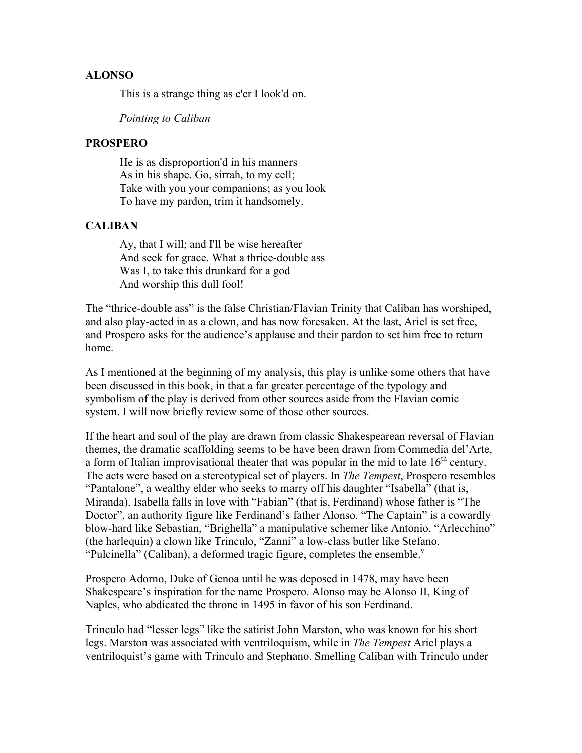**ALONSO**

> This is a strange thing as e'er I look'd on.
>
> *Pointing to Caliban*

**PROSPERO**

> He is as disproportion'd in his manners
> As in his shape. Go, sirrah, to my cell;
> Take with you your companions; as you look
> To have my pardon, trim it handsomely.

**CALIBAN**

> Ay, that I will; and I'll be wise hereafter
> And seek for grace. What a thrice-double ass
> Was I, to take this drunkard for a god
> And worship this dull fool!

The "thrice-double ass" is the false Christian/Flavian Trinity that Caliban has worshiped, and also play-acted in as a clown, and has now foresaken. At the last, Ariel is set free, and Prospero asks for the audience's applause and their pardon to set him free to return home.

As I mentioned at the beginning of my analysis, this play is unlike some others that have been discussed in this book, in that a far greater percentage of the typology and symbolism of the play is derived from other sources aside from the Flavian comic system. I will now briefly review some of those other sources.

If the heart and soul of the play are drawn from classic Shakespearean reversal of Flavian themes, the dramatic scaffolding seems to be have been drawn from Commedia del'Arte, a form of Italian improvisational theater that was popular in the mid to late 16th century. The acts were based on a stereotypical set of players. In *The Tempest*, Prospero resembles "Pantalone", a wealthy elder who seeks to marry off his daughter "Isabella" (that is, Miranda). Isabella falls in love with "Fabian" (that is, Ferdinand) whose father is "The Doctor", an authority figure like Ferdinand's father Alonso. "The Captain" is a cowardly blow-hard like Sebastian, "Brighella" a manipulative schemer like Antonio, "Arlecchino" (the harlequin) a clown like Trinculo, "Zanni" a low-class butler like Stefano. "Pulcinella" (Caliban), a deformed tragic figure, completes the ensemble.[v]

Prospero Adorno, Duke of Genoa until he was deposed in 1478, may have been Shakespeare's inspiration for the name Prospero. Alonso may be Alonso II, King of Naples, who abdicated the throne in 1495 in favor of his son Ferdinand.

Trinculo had "lesser legs" like the satirist John Marston, who was known for his short legs. Marston was associated with ventriloquism, while in *The Tempest* Ariel plays a ventriloquist's game with Trinculo and Stephano. Smelling Caliban with Trinculo under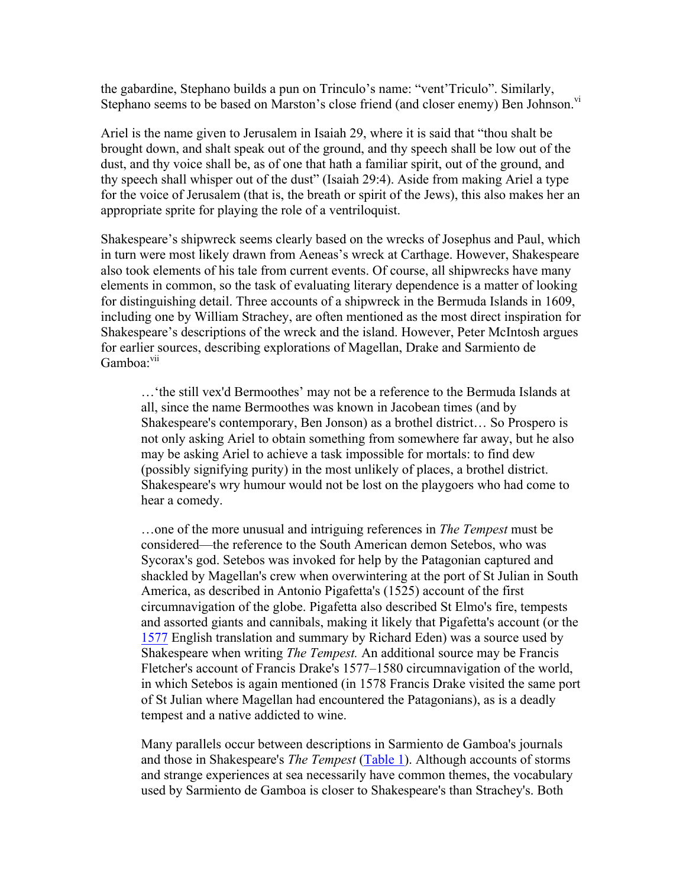the gabardine, Stephano builds a pun on Trinculo's name: "vent'Triculo". Similarly, Stephano seems to be based on Marston's close friend (and closer enemy) Ben Johnson.[vi]

Ariel is the name given to Jerusalem in Isaiah 29, where it is said that "thou shalt be brought down, and shalt speak out of the ground, and thy speech shall be low out of the dust, and thy voice shall be, as of one that hath a familiar spirit, out of the ground, and thy speech shall whisper out of the dust" (Isaiah 29:4). Aside from making Ariel a type for the voice of Jerusalem (that is, the breath or spirit of the Jews), this also makes her an appropriate sprite for playing the role of a ventriloquist.

Shakespeare's shipwreck seems clearly based on the wrecks of Josephus and Paul, which in turn were most likely drawn from Aeneas's wreck at Carthage. However, Shakespeare also took elements of his tale from current events. Of course, all shipwrecks have many elements in common, so the task of evaluating literary dependence is a matter of looking for distinguishing detail. Three accounts of a shipwreck in the Bermuda Islands in 1609, including one by William Strachey, are often mentioned as the most direct inspiration for Shakespeare's descriptions of the wreck and the island. However, Peter McIntosh argues for earlier sources, describing explorations of Magellan, Drake and Sarmiento de Gamboa:[vii]

> …'the still vex'd Bermoothes' may not be a reference to the Bermuda Islands at all, since the name Bermoothes was known in Jacobean times (and by Shakespeare's contemporary, Ben Jonson) as a brothel district… So Prospero is not only asking Ariel to obtain something from somewhere far away, but he also may be asking Ariel to achieve a task impossible for mortals: to find dew (possibly signifying purity) in the most unlikely of places, a brothel district. Shakespeare's wry humour would not be lost on the playgoers who had come to hear a comedy.
>
> …one of the more unusual and intriguing references in *The Tempest* must be considered—the reference to the South American demon Setebos, who was Sycorax's god. Setebos was invoked for help by the Patagonian captured and shackled by Magellan's crew when overwintering at the port of St Julian in South America, as described in Antonio Pigafetta's (1525) account of the first circumnavigation of the globe. Pigafetta also described St Elmo's fire, tempests and assorted giants and cannibals, making it likely that Pigafetta's account (or the 1577 English translation and summary by Richard Eden) was a source used by Shakespeare when writing *The Tempest.* An additional source may be Francis Fletcher's account of Francis Drake's 1577–1580 circumnavigation of the world, in which Setebos is again mentioned (in 1578 Francis Drake visited the same port of St Julian where Magellan had encountered the Patagonians), as is a deadly tempest and a native addicted to wine.
>
> Many parallels occur between descriptions in Sarmiento de Gamboa's journals and those in Shakespeare's *The Tempest* (Table 1). Although accounts of storms and strange experiences at sea necessarily have common themes, the vocabulary used by Sarmiento de Gamboa is closer to Shakespeare's than Strachey's. Both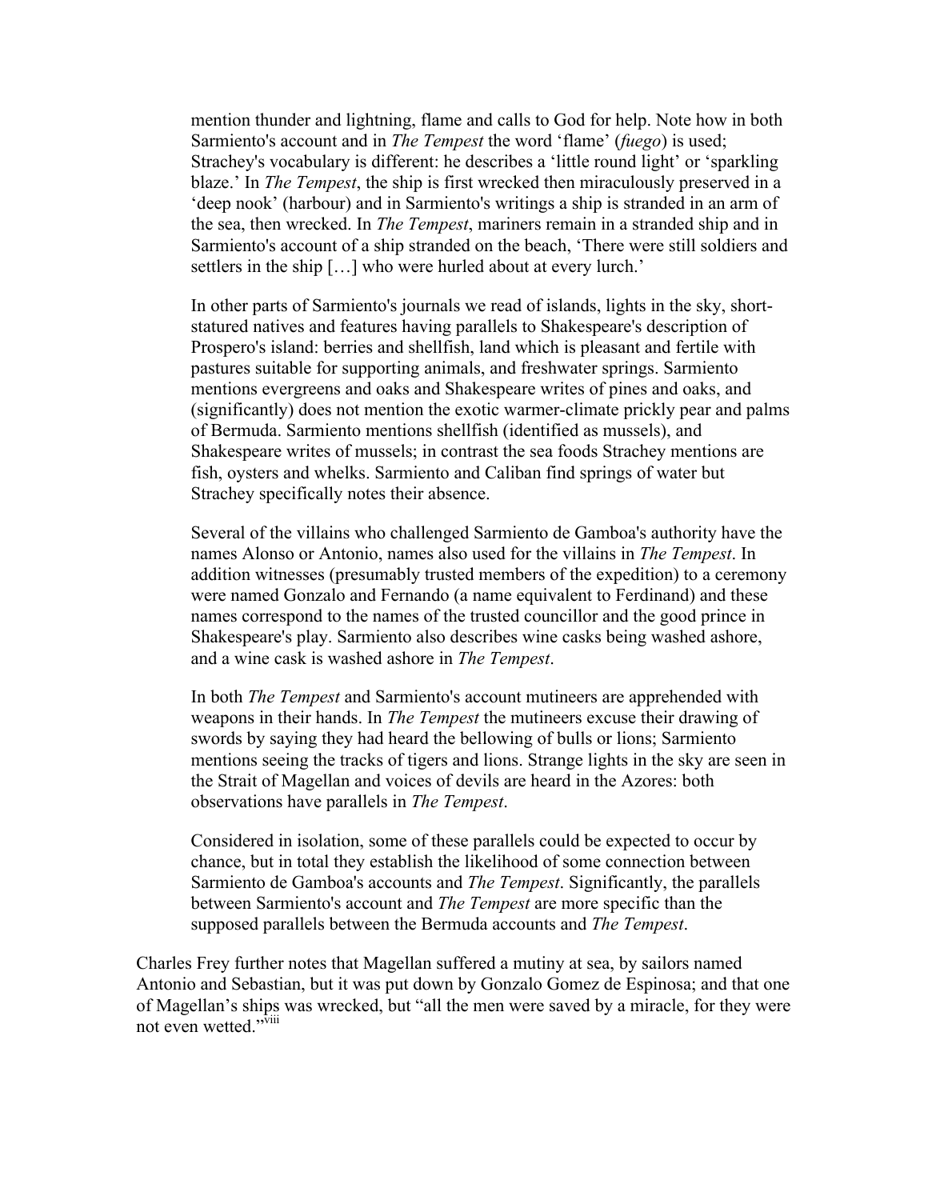> mention thunder and lightning, flame and calls to God for help. Note how in both Sarmiento's account and in *The Tempest* the word 'flame' (*fuego*) is used; Strachey's vocabulary is different: he describes a 'little round light' or 'sparkling blaze.' In *The Tempest*, the ship is first wrecked then miraculously preserved in a 'deep nook' (harbour) and in Sarmiento's writings a ship is stranded in an arm of the sea, then wrecked. In *The Tempest*, mariners remain in a stranded ship and in Sarmiento's account of a ship stranded on the beach, 'There were still soldiers and settlers in the ship […] who were hurled about at every lurch.'
>
> In other parts of Sarmiento's journals we read of islands, lights in the sky, short-statured natives and features having parallels to Shakespeare's description of Prospero's island: berries and shellfish, land which is pleasant and fertile with pastures suitable for supporting animals, and freshwater springs. Sarmiento mentions evergreens and oaks and Shakespeare writes of pines and oaks, and (significantly) does not mention the exotic warmer-climate prickly pear and palms of Bermuda. Sarmiento mentions shellfish (identified as mussels), and Shakespeare writes of mussels; in contrast the sea foods Strachey mentions are fish, oysters and whelks. Sarmiento and Caliban find springs of water but Strachey specifically notes their absence.
>
> Several of the villains who challenged Sarmiento de Gamboa's authority have the names Alonso or Antonio, names also used for the villains in *The Tempest*. In addition witnesses (presumably trusted members of the expedition) to a ceremony were named Gonzalo and Fernando (a name equivalent to Ferdinand) and these names correspond to the names of the trusted councillor and the good prince in Shakespeare's play. Sarmiento also describes wine casks being washed ashore, and a wine cask is washed ashore in *The Tempest*.
>
> In both *The Tempest* and Sarmiento's account mutineers are apprehended with weapons in their hands. In *The Tempest* the mutineers excuse their drawing of swords by saying they had heard the bellowing of bulls or lions; Sarmiento mentions seeing the tracks of tigers and lions. Strange lights in the sky are seen in the Strait of Magellan and voices of devils are heard in the Azores: both observations have parallels in *The Tempest*.
>
> Considered in isolation, some of these parallels could be expected to occur by chance, but in total they establish the likelihood of some connection between Sarmiento de Gamboa's accounts and *The Tempest*. Significantly, the parallels between Sarmiento's account and *The Tempest* are more specific than the supposed parallels between the Bermuda accounts and *The Tempest*.

Charles Frey further notes that Magellan suffered a mutiny at sea, by sailors named Antonio and Sebastian, but it was put down by Gonzalo Gomez de Espinosa; and that one of Magellan's ships was wrecked, but "all the men were saved by a miracle, for they were not even wetted."[viii]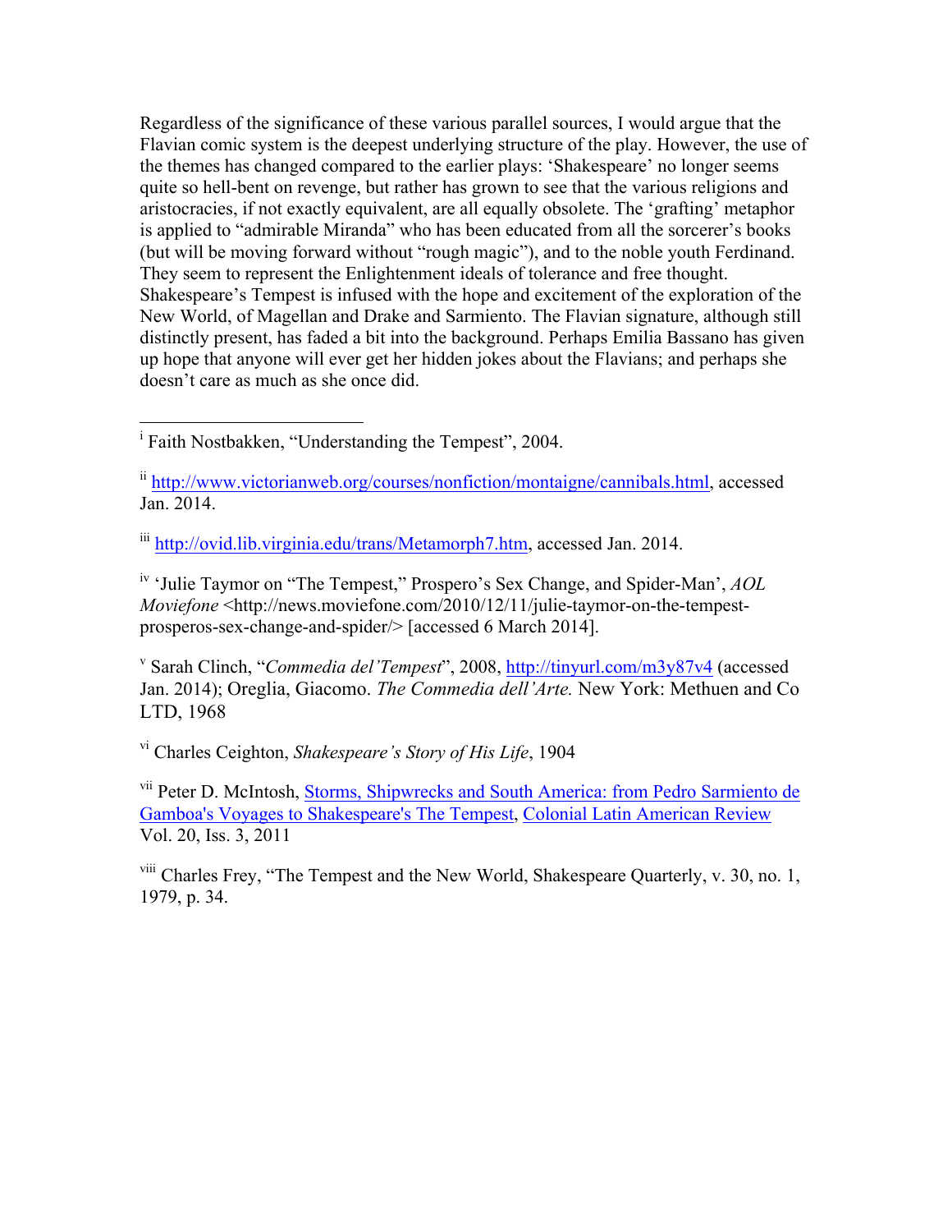Regardless of the significance of these various parallel sources, I would argue that the Flavian comic system is the deepest underlying structure of the play. However, the use of the themes has changed compared to the earlier plays: 'Shakespeare' no longer seems quite so hell-bent on revenge, but rather has grown to see that the various religions and aristocracies, if not exactly equivalent, are all equally obsolete. The 'grafting' metaphor is applied to "admirable Miranda" who has been educated from all the sorcerer's books (but will be moving forward without "rough magic"), and to the noble youth Ferdinand. They seem to represent the Enlightenment ideals of tolerance and free thought. Shakespeare's Tempest is infused with the hope and excitement of the exploration of the New World, of Magellan and Drake and Sarmiento. The Flavian signature, although still distinctly present, has faded a bit into the background. Perhaps Emilia Bassano has given up hope that anyone will ever get her hidden jokes about the Flavians; and perhaps she doesn't care as much as she once did.

---

[i] Faith Nostbakken, "Understanding the Tempest", 2004.

[ii] http://www.victorianweb.org/courses/nonfiction/montaigne/cannibals.html, accessed Jan. 2014.

[iii] http://ovid.lib.virginia.edu/trans/Metamorph7.htm, accessed Jan. 2014.

[iv] 'Julie Taymor on "The Tempest," Prospero's Sex Change, and Spider-Man', *AOL Moviefone* <http://news.moviefone.com/2010/12/11/julie-taymor-on-the-tempest-prosperos-sex-change-and-spider/> [accessed 6 March 2014].

[v] Sarah Clinch, "*Commedia del'Tempest*", 2008, http://tinyurl.com/m3y87v4 (accessed Jan. 2014); Oreglia, Giacomo. *The Commedia dell'Arte.* New York: Methuen and Co LTD, 1968

[vi] Charles Ceighton, *Shakespeare's Story of His Life*, 1904

[vii] Peter D. McIntosh, Storms, Shipwrecks and South America: from Pedro Sarmiento de Gamboa's Voyages to Shakespeare's The Tempest, Colonial Latin American Review Vol. 20, Iss. 3, 2011

[viii] Charles Frey, "The Tempest and the New World, Shakespeare Quarterly, v. 30, no. 1, 1979, p. 34.